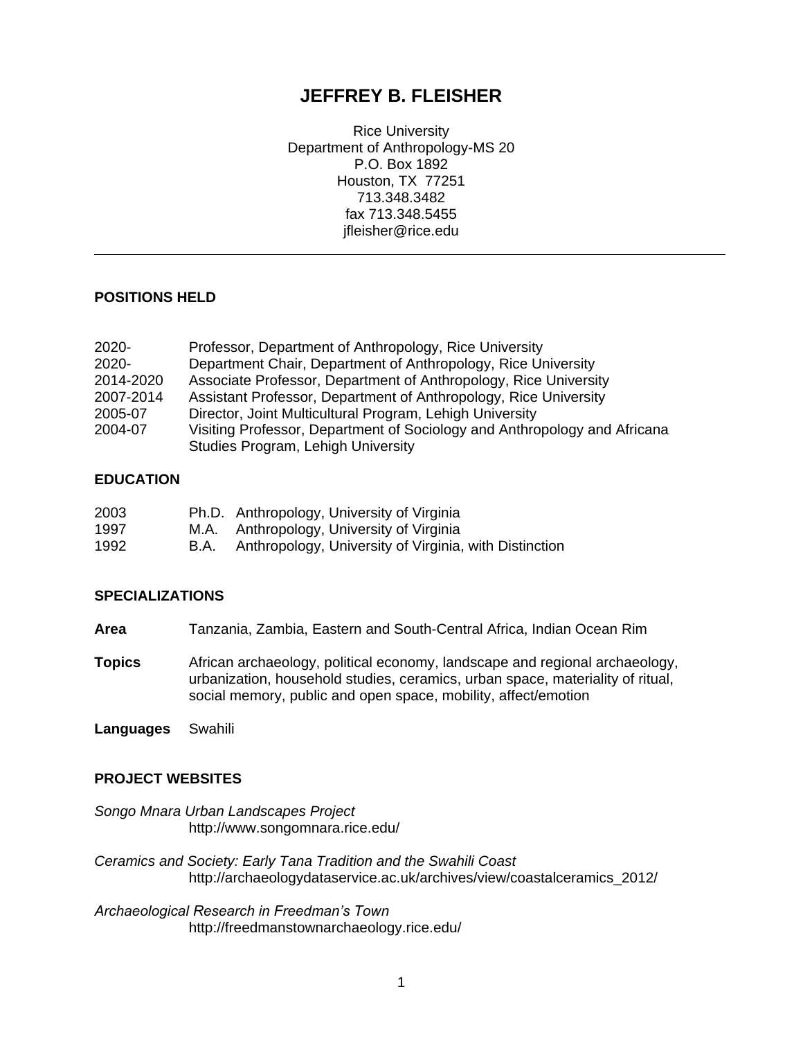# JEFFREY B. FLEISHER

Rice University
Department of Anthropology-MS 20
P.O. Box 1892
Houston, TX 77251
713.348.3482
fax 713.348.5455
jfleisher@rice.edu

---

## POSITIONS HELD

| | |
|---|---|
| 2020- | Professor, Department of Anthropology, Rice University |
| 2020- | Department Chair, Department of Anthropology, Rice University |
| 2014-2020 | Associate Professor, Department of Anthropology, Rice University |
| 2007-2014 | Assistant Professor, Department of Anthropology, Rice University |
| 2005-07 | Director, Joint Multicultural Program, Lehigh University |
| 2004-07 | Visiting Professor, Department of Sociology and Anthropology and Africana Studies Program, Lehigh University |

## EDUCATION

| | | |
|---|---|---|
| 2003 | Ph.D. | Anthropology, University of Virginia |
| 1997 | M.A. | Anthropology, University of Virginia |
| 1992 | B.A. | Anthropology, University of Virginia, with Distinction |

## SPECIALIZATIONS

**Area** Tanzania, Zambia, Eastern and South-Central Africa, Indian Ocean Rim

**Topics** African archaeology, political economy, landscape and regional archaeology, urbanization, household studies, ceramics, urban space, materiality of ritual, social memory, public and open space, mobility, affect/emotion

**Languages** Swahili

## PROJECT WEBSITES

*Songo Mnara Urban Landscapes Project*
http://www.songomnara.rice.edu/

*Ceramics and Society: Early Tana Tradition and the Swahili Coast*
http://archaeologydataservice.ac.uk/archives/view/coastalceramics_2012/

*Archaeological Research in Freedman's Town*
http://freedmanstownarchaeology.rice.edu/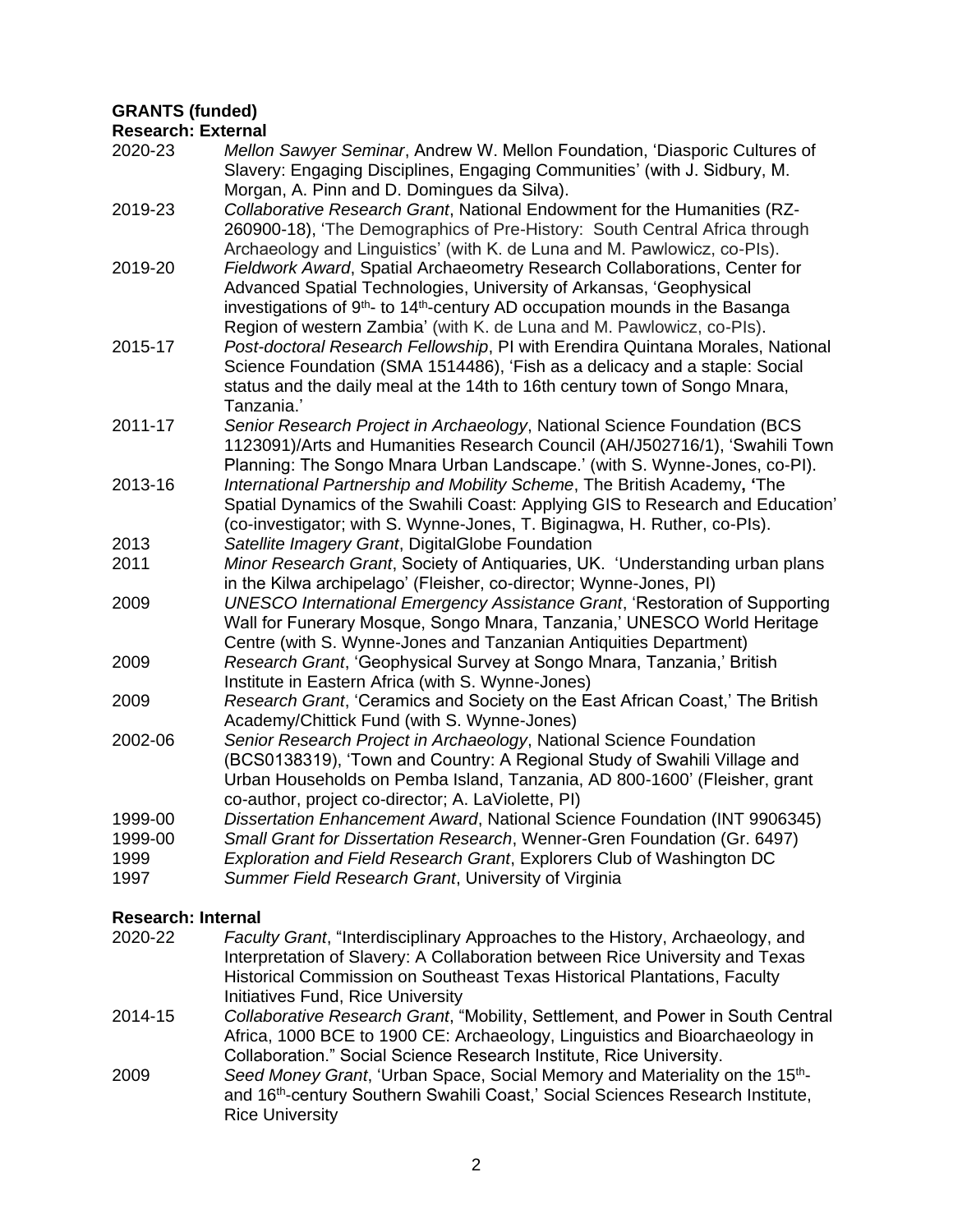**GRANTS (funded)**

**Research: External**

2020-23 *Mellon Sawyer Seminar*, Andrew W. Mellon Foundation, 'Diasporic Cultures of Slavery: Engaging Disciplines, Engaging Communities' (with J. Sidbury, M. Morgan, A. Pinn and D. Domingues da Silva).

2019-23 *Collaborative Research Grant*, National Endowment for the Humanities (RZ-260900-18), 'The Demographics of Pre-History: South Central Africa through Archaeology and Linguistics' (with K. de Luna and M. Pawlowicz, co-PIs).

2019-20 *Fieldwork Award*, Spatial Archaeometry Research Collaborations, Center for Advanced Spatial Technologies, University of Arkansas, 'Geophysical investigations of 9th- to 14th-century AD occupation mounds in the Basanga Region of western Zambia' (with K. de Luna and M. Pawlowicz, co-PIs).

2015-17 *Post-doctoral Research Fellowship*, PI with Erendira Quintana Morales, National Science Foundation (SMA 1514486), 'Fish as a delicacy and a staple: Social status and the daily meal at the 14th to 16th century town of Songo Mnara, Tanzania.'

2011-17 *Senior Research Project in Archaeology*, National Science Foundation (BCS 1123091)/Arts and Humanities Research Council (AH/J502716/1), 'Swahili Town Planning: The Songo Mnara Urban Landscape.' (with S. Wynne-Jones, co-PI).

2013-16 *International Partnership and Mobility Scheme*, The British Academy**,** **'**The Spatial Dynamics of the Swahili Coast: Applying GIS to Research and Education' (co-investigator; with S. Wynne-Jones, T. Biginagwa, H. Ruther, co-PIs).

2013 *Satellite Imagery Grant*, DigitalGlobe Foundation

2011 *Minor Research Grant*, Society of Antiquaries, UK. 'Understanding urban plans in the Kilwa archipelago' (Fleisher, co-director; Wynne-Jones, PI)

2009 *UNESCO International Emergency Assistance Grant*, 'Restoration of Supporting Wall for Funerary Mosque, Songo Mnara, Tanzania,' UNESCO World Heritage Centre (with S. Wynne-Jones and Tanzanian Antiquities Department)

2009 *Research Grant*, 'Geophysical Survey at Songo Mnara, Tanzania,' British Institute in Eastern Africa (with S. Wynne-Jones)

2009 *Research Grant*, 'Ceramics and Society on the East African Coast,' The British Academy/Chittick Fund (with S. Wynne-Jones)

2002-06 *Senior Research Project in Archaeology*, National Science Foundation (BCS0138319), 'Town and Country: A Regional Study of Swahili Village and Urban Households on Pemba Island, Tanzania, AD 800-1600' (Fleisher, grant co-author, project co-director; A. LaViolette, PI)

1999-00 *Dissertation Enhancement Award*, National Science Foundation (INT 9906345)

1999-00 *Small Grant for Dissertation Research*, Wenner-Gren Foundation (Gr. 6497)

1999 *Exploration and Field Research Grant*, Explorers Club of Washington DC

1997 *Summer Field Research Grant*, University of Virginia

**Research: Internal**

2020-22 *Faculty Grant*, "Interdisciplinary Approaches to the History, Archaeology, and Interpretation of Slavery: A Collaboration between Rice University and Texas Historical Commission on Southeast Texas Historical Plantations, Faculty Initiatives Fund, Rice University

2014-15 *Collaborative Research Grant*, "Mobility, Settlement, and Power in South Central Africa, 1000 BCE to 1900 CE: Archaeology, Linguistics and Bioarchaeology in Collaboration." Social Science Research Institute, Rice University.

2009 *Seed Money Grant*, 'Urban Space, Social Memory and Materiality on the 15th- and 16th-century Southern Swahili Coast,' Social Sciences Research Institute, Rice University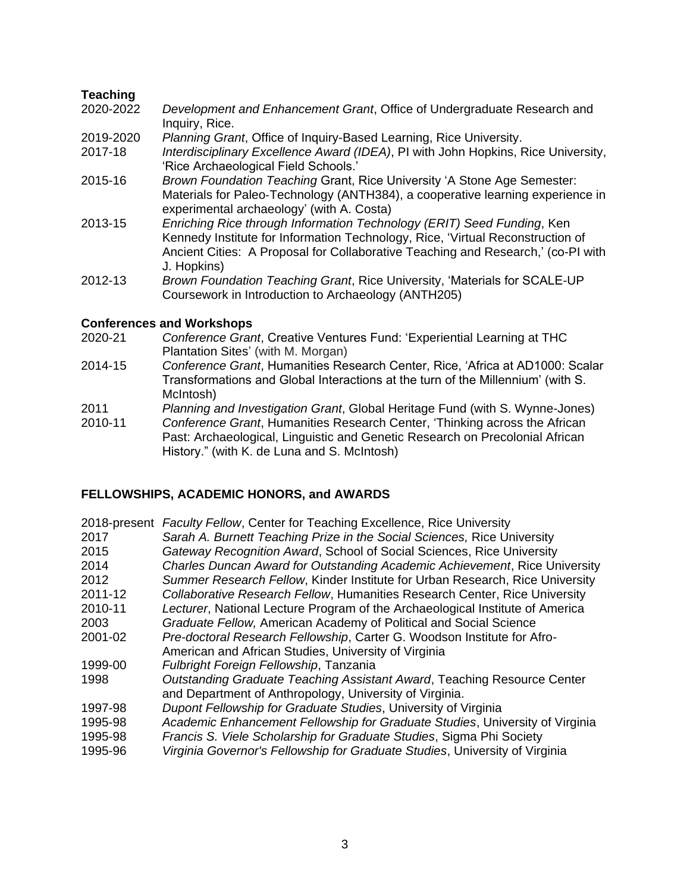**Teaching**

2020-2022 *Development and Enhancement Grant*, Office of Undergraduate Research and Inquiry, Rice.

2019-2020 *Planning Grant*, Office of Inquiry-Based Learning, Rice University.

2017-18 *Interdisciplinary Excellence Award (IDEA)*, PI with John Hopkins, Rice University, 'Rice Archaeological Field Schools.'

2015-16 *Brown Foundation Teaching* Grant, Rice University 'A Stone Age Semester: Materials for Paleo-Technology (ANTH384), a cooperative learning experience in experimental archaeology' (with A. Costa)

2013-15 *Enriching Rice through Information Technology (ERIT) Seed Funding*, Ken Kennedy Institute for Information Technology, Rice, 'Virtual Reconstruction of Ancient Cities: A Proposal for Collaborative Teaching and Research,' (co-PI with J. Hopkins)

2012-13 *Brown Foundation Teaching Grant*, Rice University, 'Materials for SCALE-UP Coursework in Introduction to Archaeology (ANTH205)

**Conferences and Workshops**

2020-21 *Conference Grant*, Creative Ventures Fund: 'Experiential Learning at THC Plantation Sites' (with M. Morgan)

2014-15 *Conference Grant*, Humanities Research Center, Rice, 'Africa at AD1000: Scalar Transformations and Global Interactions at the turn of the Millennium' (with S. McIntosh)

2011 *Planning and Investigation Grant*, Global Heritage Fund (with S. Wynne-Jones)

2010-11 *Conference Grant*, Humanities Research Center, 'Thinking across the African Past: Archaeological, Linguistic and Genetic Research on Precolonial African History." (with K. de Luna and S. McIntosh)

## FELLOWSHIPS, ACADEMIC HONORS, and AWARDS

2018-present *Faculty Fellow*, Center for Teaching Excellence, Rice University

2017 *Sarah A. Burnett Teaching Prize in the Social Sciences,* Rice University

2015 *Gateway Recognition Award*, School of Social Sciences, Rice University

2014 *Charles Duncan Award for Outstanding Academic Achievement*, Rice University

2012 *Summer Research Fellow*, Kinder Institute for Urban Research, Rice University

2011-12 *Collaborative Research Fellow*, Humanities Research Center, Rice University

2010-11 *Lecturer*, National Lecture Program of the Archaeological Institute of America

2003 *Graduate Fellow,* American Academy of Political and Social Science

2001-02 *Pre-doctoral Research Fellowship*, Carter G. Woodson Institute for Afro-American and African Studies, University of Virginia

1999-00 *Fulbright Foreign Fellowship*, Tanzania

1998 *Outstanding Graduate Teaching Assistant Award*, Teaching Resource Center and Department of Anthropology, University of Virginia.

1997-98 *Dupont Fellowship for Graduate Studies*, University of Virginia

1995-98 *Academic Enhancement Fellowship for Graduate Studies*, University of Virginia

1995-98 *Francis S. Viele Scholarship for Graduate Studies*, Sigma Phi Society

1995-96 *Virginia Governor's Fellowship for Graduate Studies*, University of Virginia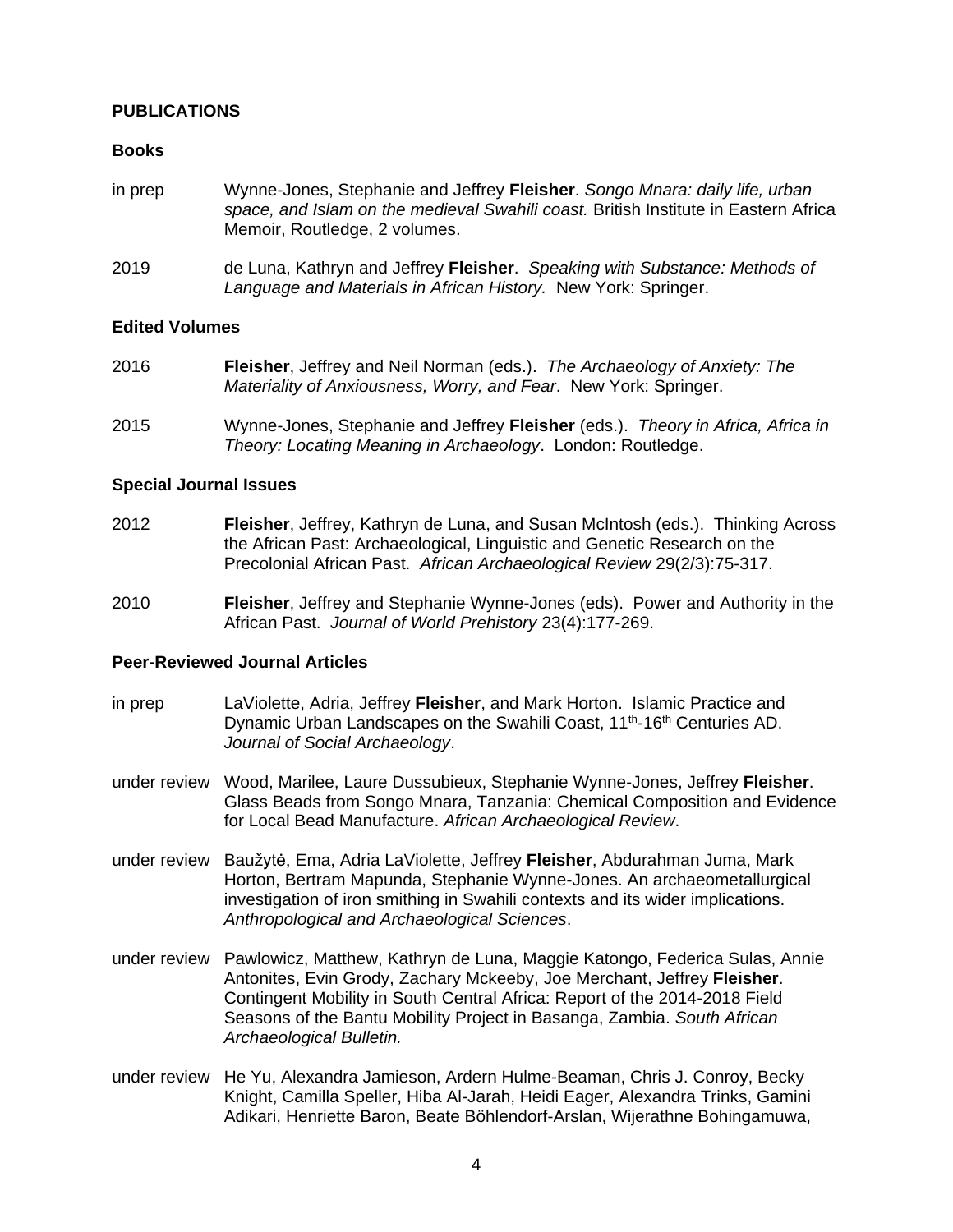## PUBLICATIONS

### Books

in prep Wynne-Jones, Stephanie and Jeffrey **Fleisher**. *Songo Mnara: daily life, urban space, and Islam on the medieval Swahili coast.* British Institute in Eastern Africa Memoir, Routledge, 2 volumes.

2019 de Luna, Kathryn and Jeffrey **Fleisher**. *Speaking with Substance: Methods of Language and Materials in African History.* New York: Springer.

### Edited Volumes

2016 **Fleisher**, Jeffrey and Neil Norman (eds.). *The Archaeology of Anxiety: The Materiality of Anxiousness, Worry, and Fear*. New York: Springer.

2015 Wynne-Jones, Stephanie and Jeffrey **Fleisher** (eds.). *Theory in Africa, Africa in Theory: Locating Meaning in Archaeology*. London: Routledge.

### Special Journal Issues

2012 **Fleisher**, Jeffrey, Kathryn de Luna, and Susan McIntosh (eds.). Thinking Across the African Past: Archaeological, Linguistic and Genetic Research on the Precolonial African Past. *African Archaeological Review* 29(2/3):75-317.

2010 **Fleisher**, Jeffrey and Stephanie Wynne-Jones (eds). Power and Authority in the African Past. *Journal of World Prehistory* 23(4):177-269.

### Peer-Reviewed Journal Articles

in prep LaViolette, Adria, Jeffrey **Fleisher**, and Mark Horton. Islamic Practice and Dynamic Urban Landscapes on the Swahili Coast, 11th-16th Centuries AD. *Journal of Social Archaeology*.

under review Wood, Marilee, Laure Dussubieux, Stephanie Wynne-Jones, Jeffrey **Fleisher**. Glass Beads from Songo Mnara, Tanzania: Chemical Composition and Evidence for Local Bead Manufacture. *African Archaeological Review*.

under review Baužytė, Ema, Adria LaViolette, Jeffrey **Fleisher**, Abdurahman Juma, Mark Horton, Bertram Mapunda, Stephanie Wynne-Jones. An archaeometallurgical investigation of iron smithing in Swahili contexts and its wider implications. *Anthropological and Archaeological Sciences*.

under review Pawlowicz, Matthew, Kathryn de Luna, Maggie Katongo, Federica Sulas, Annie Antonites, Evin Grody, Zachary Mckeeby, Joe Merchant, Jeffrey **Fleisher**. Contingent Mobility in South Central Africa: Report of the 2014-2018 Field Seasons of the Bantu Mobility Project in Basanga, Zambia. *South African Archaeological Bulletin.*

under review He Yu, Alexandra Jamieson, Ardern Hulme-Beaman, Chris J. Conroy, Becky Knight, Camilla Speller, Hiba Al-Jarah, Heidi Eager, Alexandra Trinks, Gamini Adikari, Henriette Baron, Beate Böhlendorf-Arslan, Wijerathne Bohingamuwa,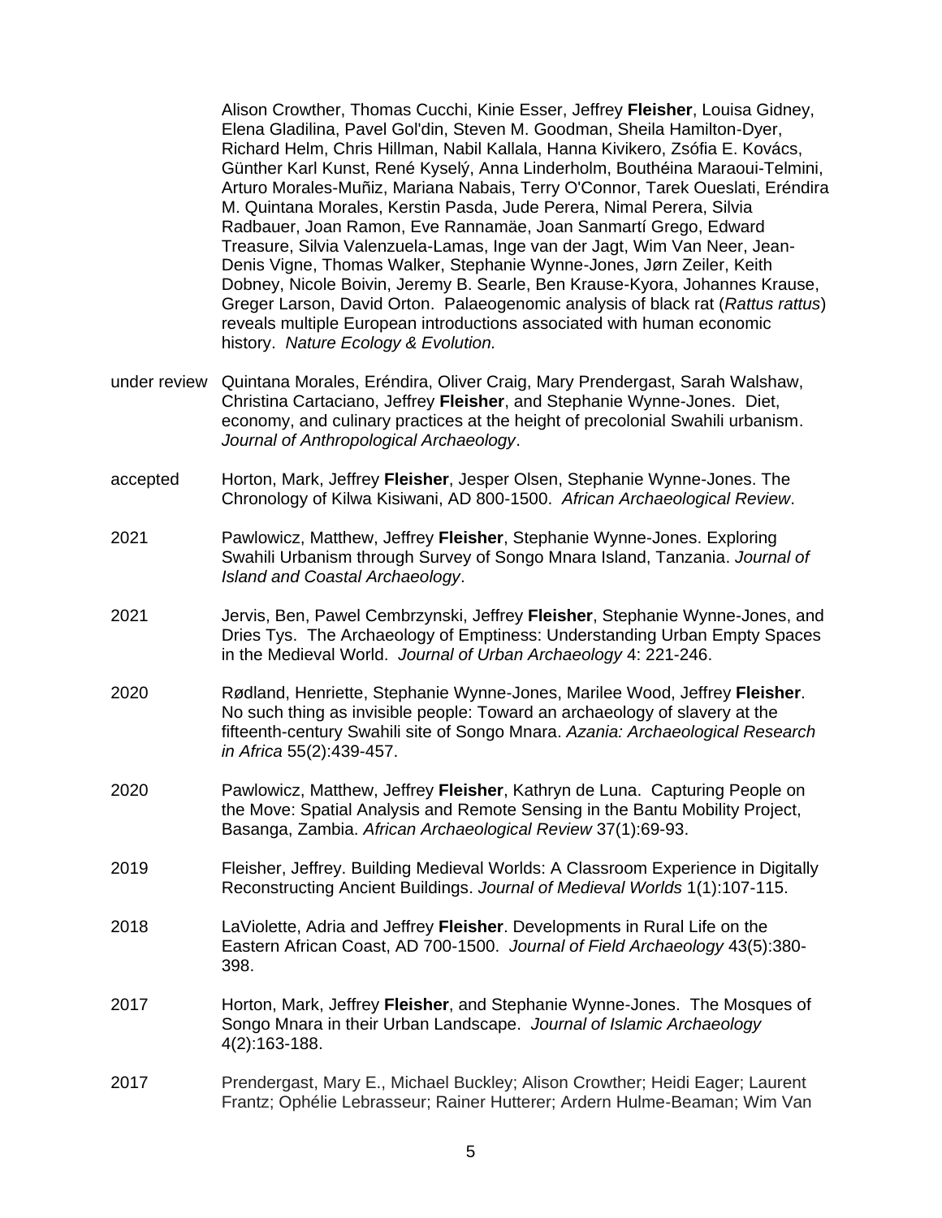Alison Crowther, Thomas Cucchi, Kinie Esser, Jeffrey **Fleisher**, Louisa Gidney, Elena Gladilina, Pavel Gol'din, Steven M. Goodman, Sheila Hamilton-Dyer, Richard Helm, Chris Hillman, Nabil Kallala, Hanna Kivikero, Zsófia E. Kovács, Günther Karl Kunst, René Kyselý, Anna Linderholm, Bouthéina Maraoui-Telmini, Arturo Morales-Muñiz, Mariana Nabais, Terry O'Connor, Tarek Oueslati, Eréndira M. Quintana Morales, Kerstin Pasda, Jude Perera, Nimal Perera, Silvia Radbauer, Joan Ramon, Eve Rannamäe, Joan Sanmartí Grego, Edward Treasure, Silvia Valenzuela-Lamas, Inge van der Jagt, Wim Van Neer, Jean-Denis Vigne, Thomas Walker, Stephanie Wynne-Jones, Jørn Zeiler, Keith Dobney, Nicole Boivin, Jeremy B. Searle, Ben Krause-Kyora, Johannes Krause, Greger Larson, David Orton. Palaeogenomic analysis of black rat (*Rattus rattus*) reveals multiple European introductions associated with human economic history. *Nature Ecology & Evolution.*

under review — Quintana Morales, Eréndira, Oliver Craig, Mary Prendergast, Sarah Walshaw, Christina Cartaciano, Jeffrey **Fleisher**, and Stephanie Wynne-Jones. Diet, economy, and culinary practices at the height of precolonial Swahili urbanism. *Journal of Anthropological Archaeology*.

accepted — Horton, Mark, Jeffrey **Fleisher**, Jesper Olsen, Stephanie Wynne-Jones. The Chronology of Kilwa Kisiwani, AD 800-1500. *African Archaeological Review*.

2021 — Pawlowicz, Matthew, Jeffrey **Fleisher**, Stephanie Wynne-Jones. Exploring Swahili Urbanism through Survey of Songo Mnara Island, Tanzania. *Journal of Island and Coastal Archaeology*.

2021 — Jervis, Ben, Pawel Cembrzynski, Jeffrey **Fleisher**, Stephanie Wynne-Jones, and Dries Tys. The Archaeology of Emptiness: Understanding Urban Empty Spaces in the Medieval World. *Journal of Urban Archaeology* 4: 221-246.

2020 — Rødland, Henriette, Stephanie Wynne-Jones, Marilee Wood, Jeffrey **Fleisher**. No such thing as invisible people: Toward an archaeology of slavery at the fifteenth-century Swahili site of Songo Mnara. *Azania: Archaeological Research in Africa* 55(2):439-457.

2020 — Pawlowicz, Matthew, Jeffrey **Fleisher**, Kathryn de Luna. Capturing People on the Move: Spatial Analysis and Remote Sensing in the Bantu Mobility Project, Basanga, Zambia. *African Archaeological Review* 37(1):69-93.

2019 — Fleisher, Jeffrey. Building Medieval Worlds: A Classroom Experience in Digitally Reconstructing Ancient Buildings. *Journal of Medieval Worlds* 1(1):107-115.

2018 — LaViolette, Adria and Jeffrey **Fleisher**. Developments in Rural Life on the Eastern African Coast, AD 700-1500. *Journal of Field Archaeology* 43(5):380-398.

2017 — Horton, Mark, Jeffrey **Fleisher**, and Stephanie Wynne-Jones. The Mosques of Songo Mnara in their Urban Landscape. *Journal of Islamic Archaeology* 4(2):163-188.

2017 — Prendergast, Mary E., Michael Buckley; Alison Crowther; Heidi Eager; Laurent Frantz; Ophélie Lebrasseur; Rainer Hutterer; Ardern Hulme-Beaman; Wim Van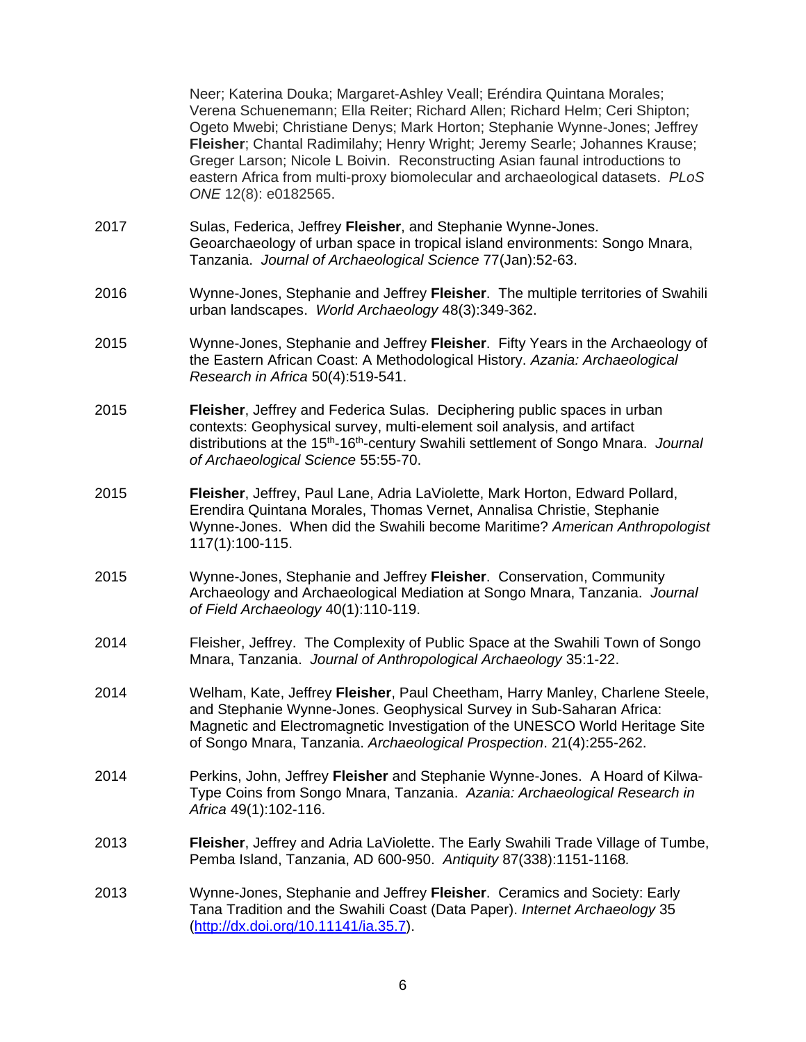Neer; Katerina Douka; Margaret-Ashley Veall; Eréndira Quintana Morales; Verena Schuenemann; Ella Reiter; Richard Allen; Richard Helm; Ceri Shipton; Ogeto Mwebi; Christiane Denys; Mark Horton; Stephanie Wynne-Jones; Jeffrey **Fleisher**; Chantal Radimilahy; Henry Wright; Jeremy Searle; Johannes Krause; Greger Larson; Nicole L Boivin. Reconstructing Asian faunal introductions to eastern Africa from multi-proxy biomolecular and archaeological datasets. *PLoS ONE* 12(8): e0182565.

2017 Sulas, Federica, Jeffrey **Fleisher**, and Stephanie Wynne-Jones. Geoarchaeology of urban space in tropical island environments: Songo Mnara, Tanzania. *Journal of Archaeological Science* 77(Jan):52-63.

2016 Wynne-Jones, Stephanie and Jeffrey **Fleisher**. The multiple territories of Swahili urban landscapes. *World Archaeology* 48(3):349-362.

2015 Wynne-Jones, Stephanie and Jeffrey **Fleisher**. Fifty Years in the Archaeology of the Eastern African Coast: A Methodological History. *Azania: Archaeological Research in Africa* 50(4):519-541.

2015 **Fleisher**, Jeffrey and Federica Sulas. Deciphering public spaces in urban contexts: Geophysical survey, multi-element soil analysis, and artifact distributions at the 15th-16th-century Swahili settlement of Songo Mnara. *Journal of Archaeological Science* 55:55-70.

2015 **Fleisher**, Jeffrey, Paul Lane, Adria LaViolette, Mark Horton, Edward Pollard, Erendira Quintana Morales, Thomas Vernet, Annalisa Christie, Stephanie Wynne-Jones. When did the Swahili become Maritime? *American Anthropologist* 117(1):100-115.

2015 Wynne-Jones, Stephanie and Jeffrey **Fleisher**. Conservation, Community Archaeology and Archaeological Mediation at Songo Mnara, Tanzania. *Journal of Field Archaeology* 40(1):110-119.

2014 Fleisher, Jeffrey. The Complexity of Public Space at the Swahili Town of Songo Mnara, Tanzania. *Journal of Anthropological Archaeology* 35:1-22.

2014 Welham, Kate, Jeffrey **Fleisher**, Paul Cheetham, Harry Manley, Charlene Steele, and Stephanie Wynne-Jones. Geophysical Survey in Sub-Saharan Africa: Magnetic and Electromagnetic Investigation of the UNESCO World Heritage Site of Songo Mnara, Tanzania. *Archaeological Prospection*. 21(4):255-262.

2014 Perkins, John, Jeffrey **Fleisher** and Stephanie Wynne-Jones. A Hoard of Kilwa-Type Coins from Songo Mnara, Tanzania. *Azania: Archaeological Research in Africa* 49(1):102-116.

2013 **Fleisher**, Jeffrey and Adria LaViolette. The Early Swahili Trade Village of Tumbe, Pemba Island, Tanzania, AD 600-950. *Antiquity* 87(338):1151-1168.

2013 Wynne-Jones, Stephanie and Jeffrey **Fleisher**. Ceramics and Society: Early Tana Tradition and the Swahili Coast (Data Paper). *Internet Archaeology* 35 ([http://dx.doi.org/10.11141/ia.35.7](http://dx.doi.org/10.11141/ia.35.7)).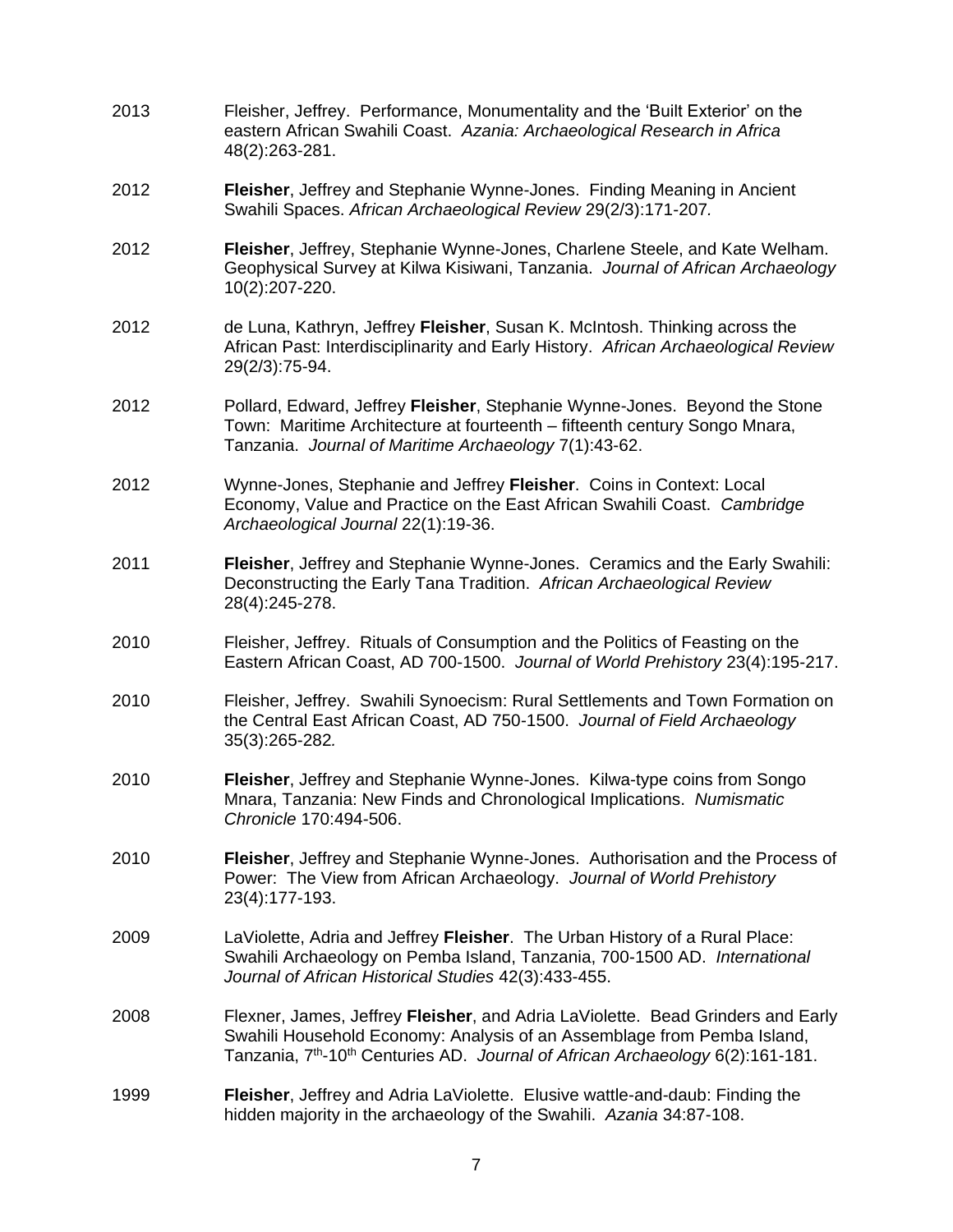2013 Fleisher, Jeffrey. Performance, Monumentality and the 'Built Exterior' on the eastern African Swahili Coast. *Azania: Archaeological Research in Africa* 48(2):263-281.

2012 **Fleisher**, Jeffrey and Stephanie Wynne-Jones. Finding Meaning in Ancient Swahili Spaces. *African Archaeological Review* 29(2/3):171-207.

2012 **Fleisher**, Jeffrey, Stephanie Wynne-Jones, Charlene Steele, and Kate Welham. Geophysical Survey at Kilwa Kisiwani, Tanzania. *Journal of African Archaeology* 10(2):207-220.

2012 de Luna, Kathryn, Jeffrey **Fleisher**, Susan K. McIntosh. Thinking across the African Past: Interdisciplinarity and Early History. *African Archaeological Review* 29(2/3):75-94.

2012 Pollard, Edward, Jeffrey **Fleisher**, Stephanie Wynne-Jones. Beyond the Stone Town: Maritime Architecture at fourteenth – fifteenth century Songo Mnara, Tanzania. *Journal of Maritime Archaeology* 7(1):43-62.

2012 Wynne-Jones, Stephanie and Jeffrey **Fleisher**. Coins in Context: Local Economy, Value and Practice on the East African Swahili Coast. *Cambridge Archaeological Journal* 22(1):19-36.

2011 **Fleisher**, Jeffrey and Stephanie Wynne-Jones. Ceramics and the Early Swahili: Deconstructing the Early Tana Tradition. *African Archaeological Review* 28(4):245-278.

2010 Fleisher, Jeffrey. Rituals of Consumption and the Politics of Feasting on the Eastern African Coast, AD 700-1500. *Journal of World Prehistory* 23(4):195-217.

2010 Fleisher, Jeffrey. Swahili Synoecism: Rural Settlements and Town Formation on the Central East African Coast, AD 750-1500. *Journal of Field Archaeology* 35(3):265-282*.*

2010 **Fleisher**, Jeffrey and Stephanie Wynne-Jones. Kilwa-type coins from Songo Mnara, Tanzania: New Finds and Chronological Implications. *Numismatic Chronicle* 170:494-506.

2010 **Fleisher**, Jeffrey and Stephanie Wynne-Jones. Authorisation and the Process of Power: The View from African Archaeology. *Journal of World Prehistory* 23(4):177-193.

2009 LaViolette, Adria and Jeffrey **Fleisher**. The Urban History of a Rural Place: Swahili Archaeology on Pemba Island, Tanzania, 700-1500 AD. *International Journal of African Historical Studies* 42(3):433-455.

2008 Flexner, James, Jeffrey **Fleisher**, and Adria LaViolette. Bead Grinders and Early Swahili Household Economy: Analysis of an Assemblage from Pemba Island, Tanzania, 7th-10th Centuries AD. *Journal of African Archaeology* 6(2):161-181.

1999 **Fleisher**, Jeffrey and Adria LaViolette. Elusive wattle-and-daub: Finding the hidden majority in the archaeology of the Swahili. *Azania* 34:87-108.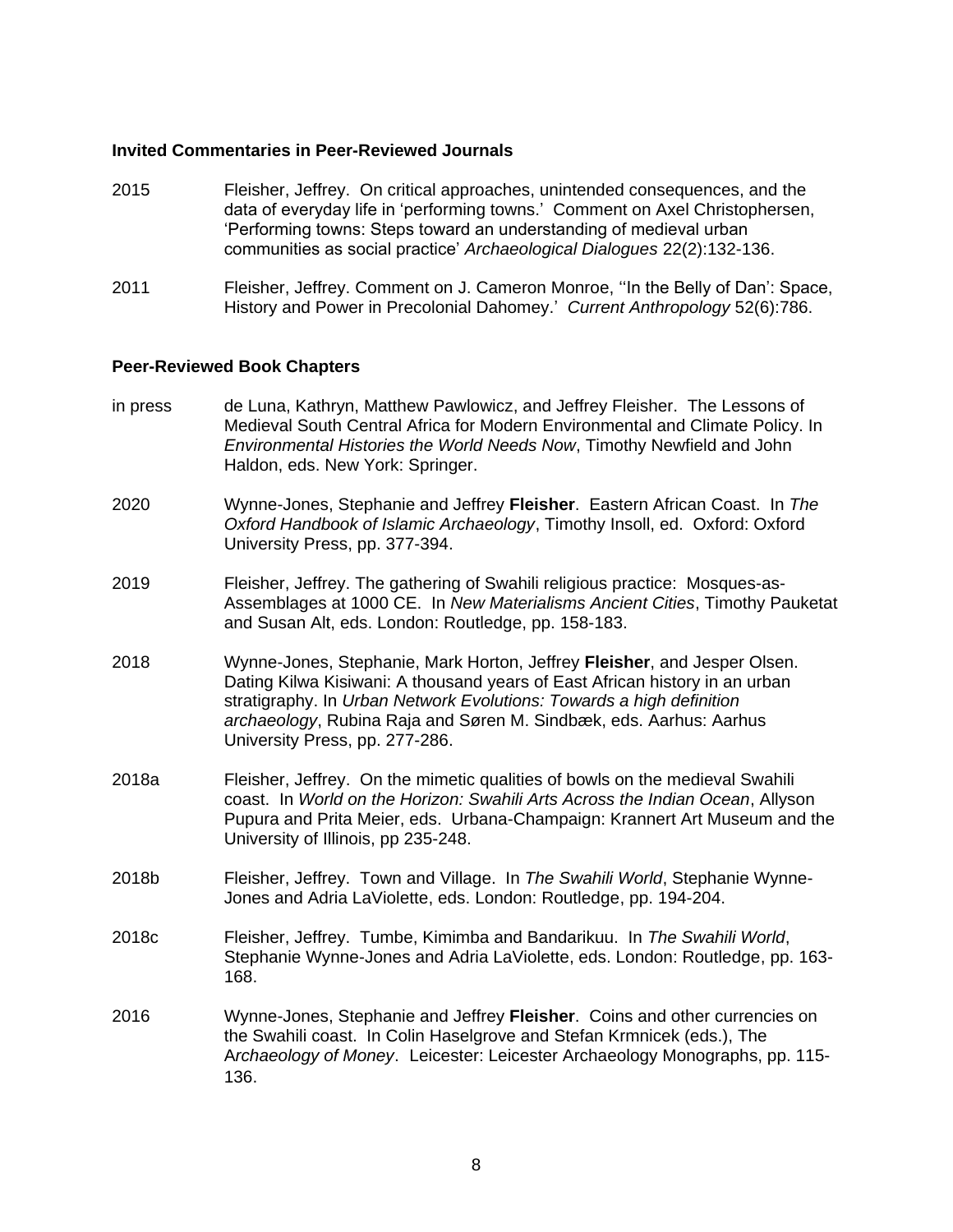### Invited Commentaries in Peer-Reviewed Journals

2015 Fleisher, Jeffrey. On critical approaches, unintended consequences, and the data of everyday life in 'performing towns.' Comment on Axel Christophersen, 'Performing towns: Steps toward an understanding of medieval urban communities as social practice' *Archaeological Dialogues* 22(2):132-136.

2011 Fleisher, Jeffrey. Comment on J. Cameron Monroe, ''In the Belly of Dan': Space, History and Power in Precolonial Dahomey.' *Current Anthropology* 52(6):786.

### Peer-Reviewed Book Chapters

in press de Luna, Kathryn, Matthew Pawlowicz, and Jeffrey Fleisher. The Lessons of Medieval South Central Africa for Modern Environmental and Climate Policy. In *Environmental Histories the World Needs Now*, Timothy Newfield and John Haldon, eds. New York: Springer.

2020 Wynne-Jones, Stephanie and Jeffrey **Fleisher**. Eastern African Coast. In *The Oxford Handbook of Islamic Archaeology*, Timothy Insoll, ed. Oxford: Oxford University Press, pp. 377-394.

2019 Fleisher, Jeffrey. The gathering of Swahili religious practice: Mosques-as-Assemblages at 1000 CE. In *New Materialisms Ancient Cities*, Timothy Pauketat and Susan Alt, eds. London: Routledge, pp. 158-183.

2018 Wynne-Jones, Stephanie, Mark Horton, Jeffrey **Fleisher**, and Jesper Olsen. Dating Kilwa Kisiwani: A thousand years of East African history in an urban stratigraphy. In *Urban Network Evolutions: Towards a high definition archaeology*, Rubina Raja and Søren M. Sindbæk, eds. Aarhus: Aarhus University Press, pp. 277-286.

2018a Fleisher, Jeffrey. On the mimetic qualities of bowls on the medieval Swahili coast. In *World on the Horizon: Swahili Arts Across the Indian Ocean*, Allyson Pupura and Prita Meier, eds. Urbana-Champaign: Krannert Art Museum and the University of Illinois, pp 235-248.

2018b Fleisher, Jeffrey. Town and Village. In *The Swahili World*, Stephanie Wynne-Jones and Adria LaViolette, eds. London: Routledge, pp. 194-204.

2018c Fleisher, Jeffrey. Tumbe, Kimimba and Bandarikuu. In *The Swahili World*, Stephanie Wynne-Jones and Adria LaViolette, eds. London: Routledge, pp. 163-168.

2016 Wynne-Jones, Stephanie and Jeffrey **Fleisher**. Coins and other currencies on the Swahili coast. In Colin Haselgrove and Stefan Krmnicek (eds.), The A*rchaeology of Money*. Leicester: Leicester Archaeology Monographs, pp. 115-136.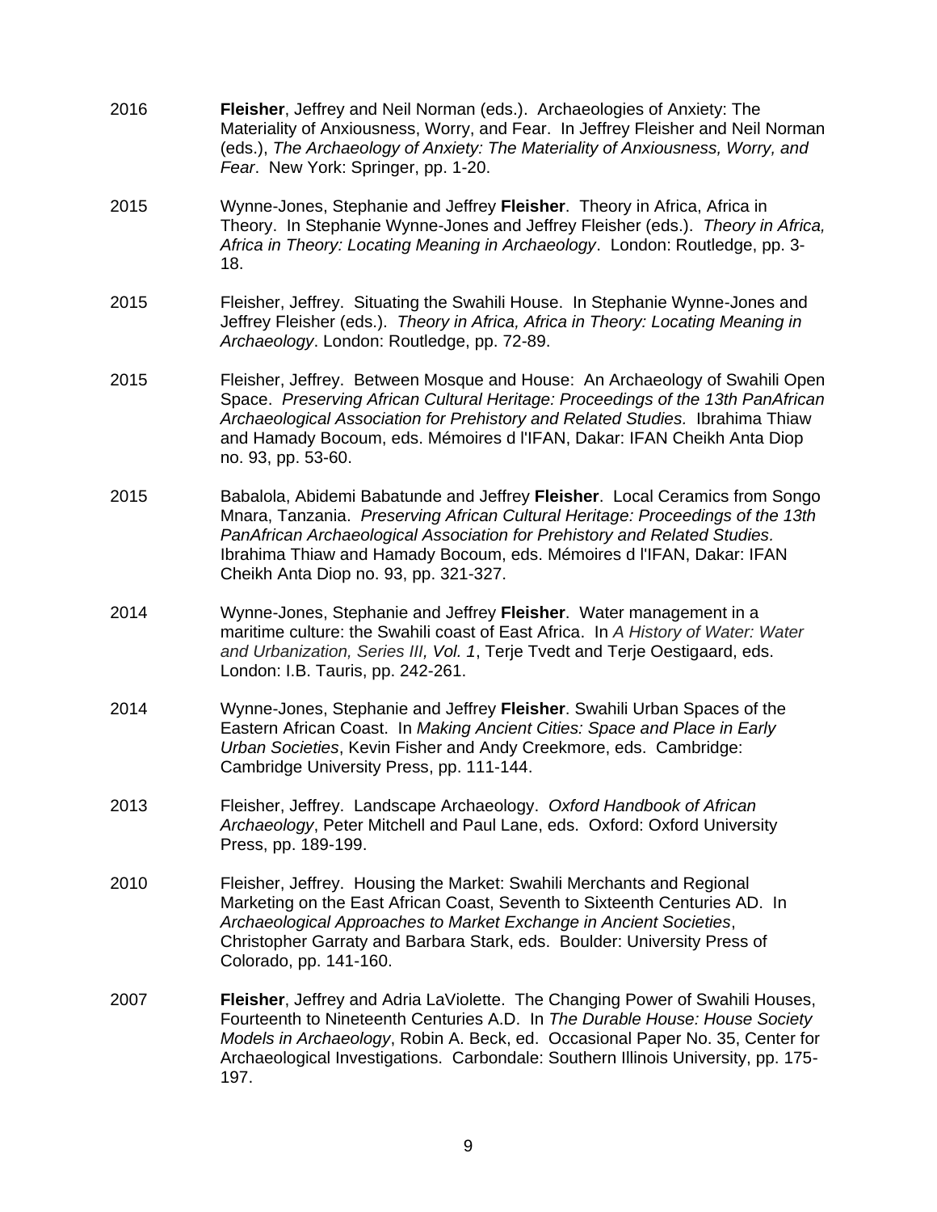2016 **Fleisher**, Jeffrey and Neil Norman (eds.). Archaeologies of Anxiety: The Materiality of Anxiousness, Worry, and Fear. In Jeffrey Fleisher and Neil Norman (eds.), *The Archaeology of Anxiety: The Materiality of Anxiousness, Worry, and Fear*. New York: Springer, pp. 1-20.

2015 Wynne-Jones, Stephanie and Jeffrey **Fleisher**. Theory in Africa, Africa in Theory. In Stephanie Wynne-Jones and Jeffrey Fleisher (eds.). *Theory in Africa, Africa in Theory: Locating Meaning in Archaeology*. London: Routledge, pp. 3-18.

2015 Fleisher, Jeffrey. Situating the Swahili House. In Stephanie Wynne-Jones and Jeffrey Fleisher (eds.). *Theory in Africa, Africa in Theory: Locating Meaning in Archaeology*. London: Routledge, pp. 72-89.

2015 Fleisher, Jeffrey. Between Mosque and House: An Archaeology of Swahili Open Space. *Preserving African Cultural Heritage: Proceedings of the 13th PanAfrican Archaeological Association for Prehistory and Related Studies.* Ibrahima Thiaw and Hamady Bocoum, eds. Mémoires d l'IFAN, Dakar: IFAN Cheikh Anta Diop no. 93, pp. 53-60.

2015 Babalola, Abidemi Babatunde and Jeffrey **Fleisher**. Local Ceramics from Songo Mnara, Tanzania. *Preserving African Cultural Heritage: Proceedings of the 13th PanAfrican Archaeological Association for Prehistory and Related Studies.* Ibrahima Thiaw and Hamady Bocoum, eds. Mémoires d l'IFAN, Dakar: IFAN Cheikh Anta Diop no. 93, pp. 321-327.

2014 Wynne-Jones, Stephanie and Jeffrey **Fleisher**. Water management in a maritime culture: the Swahili coast of East Africa. In *A History of Water: Water and Urbanization, Series III, Vol. 1*, Terje Tvedt and Terje Oestigaard, eds. London: I.B. Tauris, pp. 242-261.

2014 Wynne-Jones, Stephanie and Jeffrey **Fleisher**. Swahili Urban Spaces of the Eastern African Coast. In *Making Ancient Cities: Space and Place in Early Urban Societies*, Kevin Fisher and Andy Creekmore, eds. Cambridge: Cambridge University Press, pp. 111-144.

2013 Fleisher, Jeffrey. Landscape Archaeology. *Oxford Handbook of African Archaeology*, Peter Mitchell and Paul Lane, eds. Oxford: Oxford University Press, pp. 189-199.

2010 Fleisher, Jeffrey. Housing the Market: Swahili Merchants and Regional Marketing on the East African Coast, Seventh to Sixteenth Centuries AD. In *Archaeological Approaches to Market Exchange in Ancient Societies*, Christopher Garraty and Barbara Stark, eds. Boulder: University Press of Colorado, pp. 141-160.

2007 **Fleisher**, Jeffrey and Adria LaViolette. The Changing Power of Swahili Houses, Fourteenth to Nineteenth Centuries A.D. In *The Durable House: House Society Models in Archaeology*, Robin A. Beck, ed. Occasional Paper No. 35, Center for Archaeological Investigations. Carbondale: Southern Illinois University, pp. 175-197.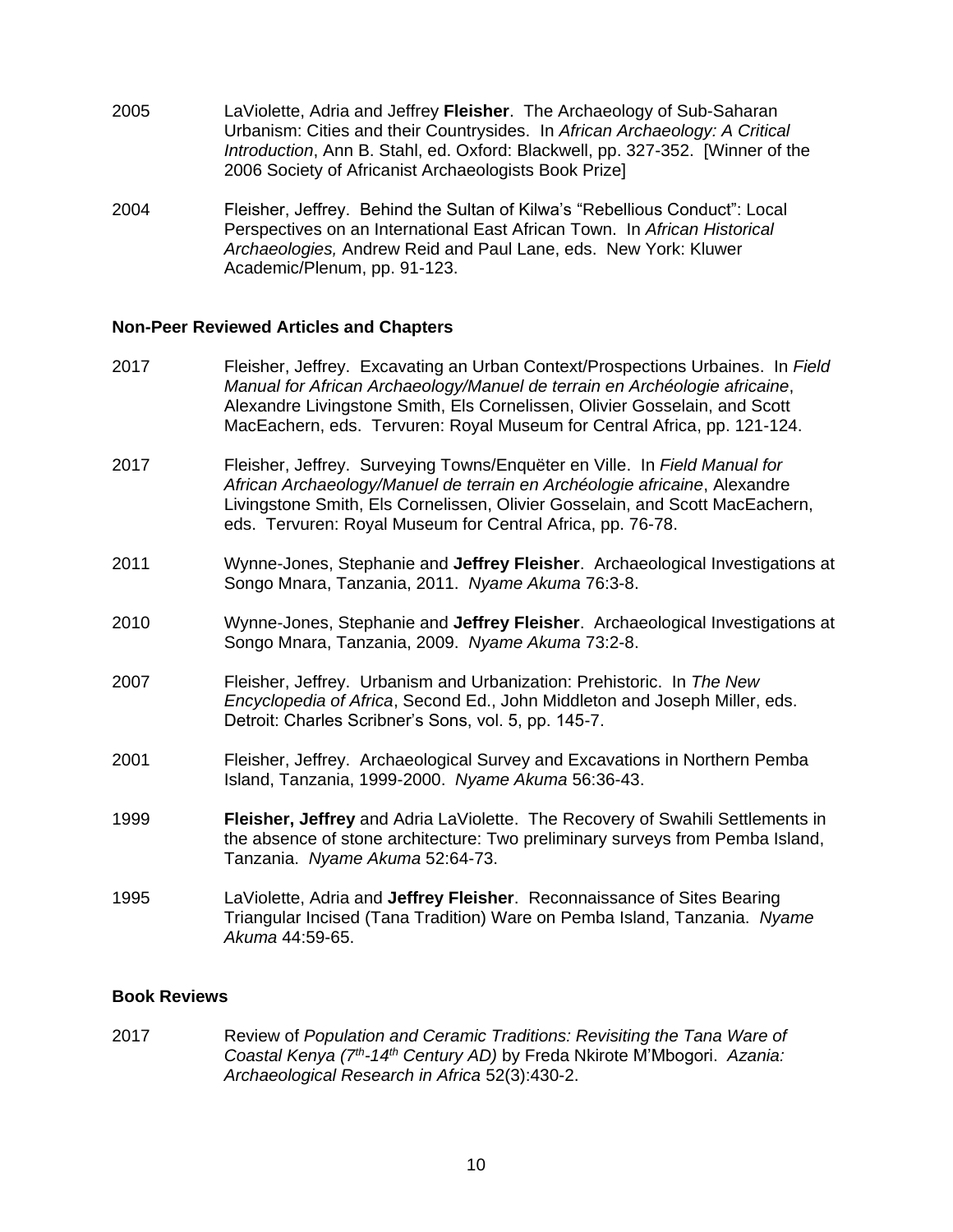2005 LaViolette, Adria and Jeffrey **Fleisher**. The Archaeology of Sub-Saharan Urbanism: Cities and their Countrysides. In *African Archaeology: A Critical Introduction*, Ann B. Stahl, ed. Oxford: Blackwell, pp. 327-352. [Winner of the 2006 Society of Africanist Archaeologists Book Prize]

2004 Fleisher, Jeffrey. Behind the Sultan of Kilwa's "Rebellious Conduct": Local Perspectives on an International East African Town. In *African Historical Archaeologies,* Andrew Reid and Paul Lane, eds. New York: Kluwer Academic/Plenum, pp. 91-123.

### Non-Peer Reviewed Articles and Chapters

2017 Fleisher, Jeffrey. Excavating an Urban Context/Prospections Urbaines. In *Field Manual for African Archaeology/Manuel de terrain en Archéologie africaine*, Alexandre Livingstone Smith, Els Cornelissen, Olivier Gosselain, and Scott MacEachern, eds. Tervuren: Royal Museum for Central Africa, pp. 121-124.

2017 Fleisher, Jeffrey. Surveying Towns/Enquëter en Ville. In *Field Manual for African Archaeology/Manuel de terrain en Archéologie africaine*, Alexandre Livingstone Smith, Els Cornelissen, Olivier Gosselain, and Scott MacEachern, eds. Tervuren: Royal Museum for Central Africa, pp. 76-78.

2011 Wynne-Jones, Stephanie and **Jeffrey Fleisher**. Archaeological Investigations at Songo Mnara, Tanzania, 2011. *Nyame Akuma* 76:3-8.

2010 Wynne-Jones, Stephanie and **Jeffrey Fleisher**. Archaeological Investigations at Songo Mnara, Tanzania, 2009. *Nyame Akuma* 73:2-8.

2007 Fleisher, Jeffrey. Urbanism and Urbanization: Prehistoric. In *The New Encyclopedia of Africa*, Second Ed., John Middleton and Joseph Miller, eds. Detroit: Charles Scribner's Sons, vol. 5, pp. 145-7.

2001 Fleisher, Jeffrey. Archaeological Survey and Excavations in Northern Pemba Island, Tanzania, 1999-2000. *Nyame Akuma* 56:36-43.

1999 **Fleisher, Jeffrey** and Adria LaViolette. The Recovery of Swahili Settlements in the absence of stone architecture: Two preliminary surveys from Pemba Island, Tanzania. *Nyame Akuma* 52:64-73.

1995 LaViolette, Adria and **Jeffrey Fleisher**. Reconnaissance of Sites Bearing Triangular Incised (Tana Tradition) Ware on Pemba Island, Tanzania. *Nyame Akuma* 44:59-65.

### Book Reviews

2017 Review of *Population and Ceramic Traditions: Revisiting the Tana Ware of Coastal Kenya (7th-14th Century AD)* by Freda Nkirote M'Mbogori. *Azania: Archaeological Research in Africa* 52(3):430-2.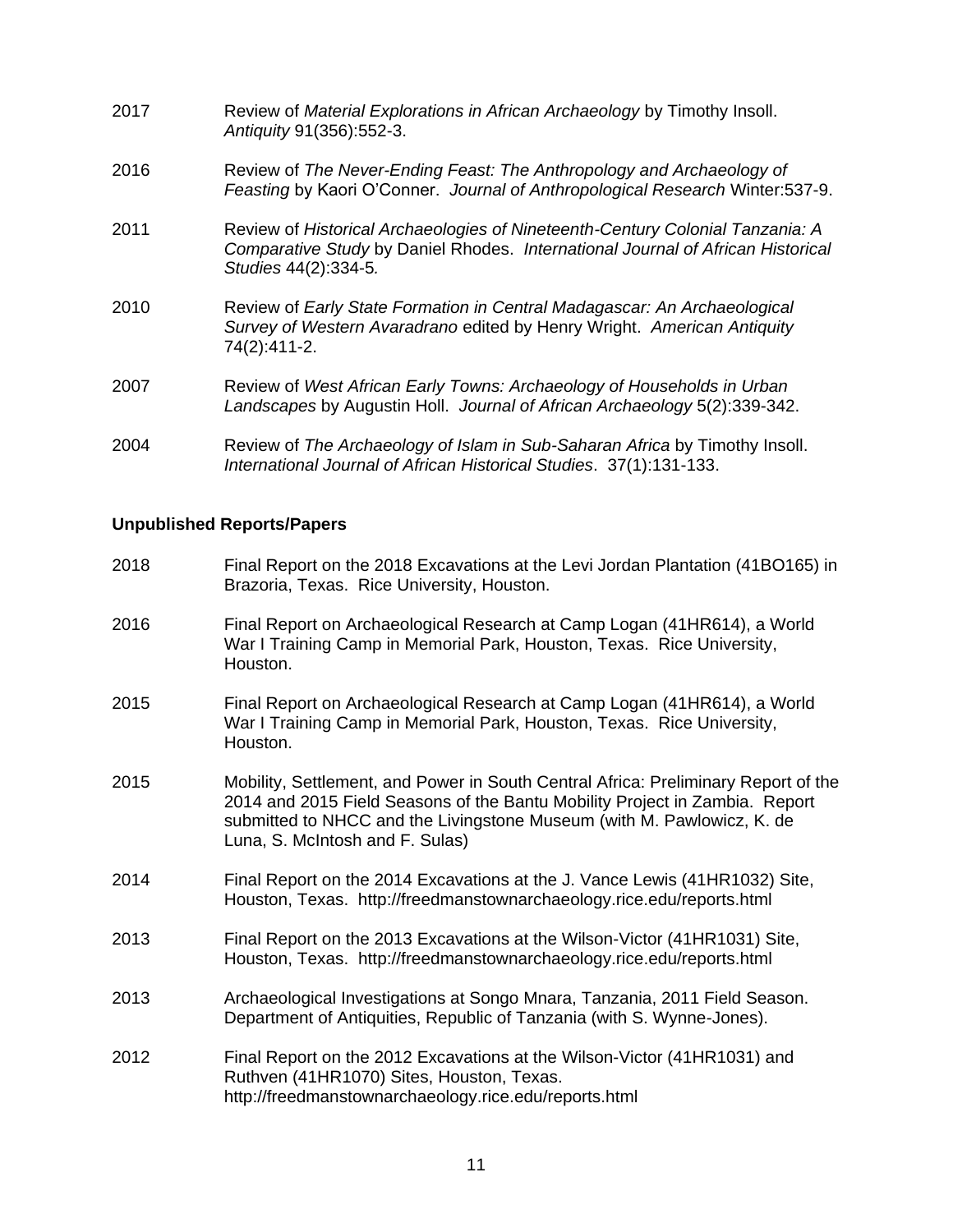2017 Review of *Material Explorations in African Archaeology* by Timothy Insoll. *Antiquity* 91(356):552-3.

2016 Review of *The Never-Ending Feast: The Anthropology and Archaeology of Feasting* by Kaori O'Conner. *Journal of Anthropological Research* Winter:537-9.

2011 Review of *Historical Archaeologies of Nineteenth-Century Colonial Tanzania: A Comparative Study* by Daniel Rhodes. *International Journal of African Historical Studies* 44(2):334-5*.*

2010 Review of *Early State Formation in Central Madagascar: An Archaeological Survey of Western Avaradrano* edited by Henry Wright. *American Antiquity* 74(2):411-2.

2007 Review of *West African Early Towns: Archaeology of Households in Urban Landscapes* by Augustin Holl. *Journal of African Archaeology* 5(2):339-342.

2004 Review of *The Archaeology of Islam in Sub-Saharan Africa* by Timothy Insoll. *International Journal of African Historical Studies*. 37(1):131-133.

**Unpublished Reports/Papers**

2018 Final Report on the 2018 Excavations at the Levi Jordan Plantation (41BO165) in Brazoria, Texas. Rice University, Houston.

2016 Final Report on Archaeological Research at Camp Logan (41HR614), a World War I Training Camp in Memorial Park, Houston, Texas. Rice University, Houston.

2015 Final Report on Archaeological Research at Camp Logan (41HR614), a World War I Training Camp in Memorial Park, Houston, Texas. Rice University, Houston.

2015 Mobility, Settlement, and Power in South Central Africa: Preliminary Report of the 2014 and 2015 Field Seasons of the Bantu Mobility Project in Zambia. Report submitted to NHCC and the Livingstone Museum (with M. Pawlowicz, K. de Luna, S. McIntosh and F. Sulas)

2014 Final Report on the 2014 Excavations at the J. Vance Lewis (41HR1032) Site, Houston, Texas. http://freedmanstownarchaeology.rice.edu/reports.html

2013 Final Report on the 2013 Excavations at the Wilson-Victor (41HR1031) Site, Houston, Texas. http://freedmanstownarchaeology.rice.edu/reports.html

2013 Archaeological Investigations at Songo Mnara, Tanzania, 2011 Field Season. Department of Antiquities, Republic of Tanzania (with S. Wynne-Jones).

2012 Final Report on the 2012 Excavations at the Wilson-Victor (41HR1031) and Ruthven (41HR1070) Sites, Houston, Texas. http://freedmanstownarchaeology.rice.edu/reports.html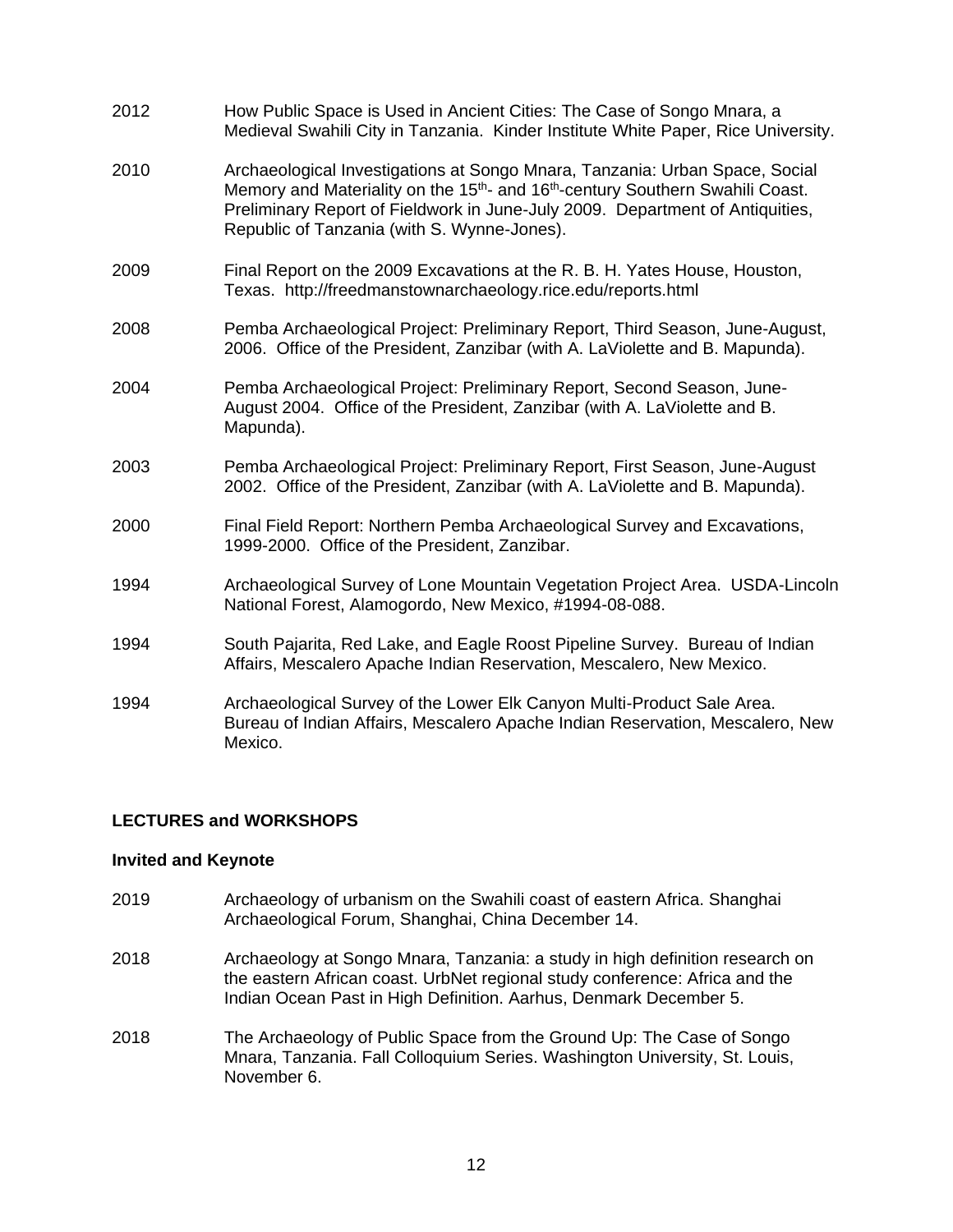2012 How Public Space is Used in Ancient Cities: The Case of Songo Mnara, a Medieval Swahili City in Tanzania. Kinder Institute White Paper, Rice University.

2010 Archaeological Investigations at Songo Mnara, Tanzania: Urban Space, Social Memory and Materiality on the 15th- and 16th-century Southern Swahili Coast. Preliminary Report of Fieldwork in June-July 2009. Department of Antiquities, Republic of Tanzania (with S. Wynne-Jones).

2009 Final Report on the 2009 Excavations at the R. B. H. Yates House, Houston, Texas. http://freedmanstownarchaeology.rice.edu/reports.html

2008 Pemba Archaeological Project: Preliminary Report, Third Season, June-August, 2006. Office of the President, Zanzibar (with A. LaViolette and B. Mapunda).

2004 Pemba Archaeological Project: Preliminary Report, Second Season, June-August 2004. Office of the President, Zanzibar (with A. LaViolette and B. Mapunda).

2003 Pemba Archaeological Project: Preliminary Report, First Season, June-August 2002. Office of the President, Zanzibar (with A. LaViolette and B. Mapunda).

2000 Final Field Report: Northern Pemba Archaeological Survey and Excavations, 1999-2000. Office of the President, Zanzibar.

1994 Archaeological Survey of Lone Mountain Vegetation Project Area. USDA-Lincoln National Forest, Alamogordo, New Mexico, #1994-08-088.

1994 South Pajarita, Red Lake, and Eagle Roost Pipeline Survey. Bureau of Indian Affairs, Mescalero Apache Indian Reservation, Mescalero, New Mexico.

1994 Archaeological Survey of the Lower Elk Canyon Multi-Product Sale Area. Bureau of Indian Affairs, Mescalero Apache Indian Reservation, Mescalero, New Mexico.

## LECTURES and WORKSHOPS

### Invited and Keynote

2019 Archaeology of urbanism on the Swahili coast of eastern Africa. Shanghai Archaeological Forum, Shanghai, China December 14.

2018 Archaeology at Songo Mnara, Tanzania: a study in high definition research on the eastern African coast. UrbNet regional study conference: Africa and the Indian Ocean Past in High Definition. Aarhus, Denmark December 5.

2018 The Archaeology of Public Space from the Ground Up: The Case of Songo Mnara, Tanzania. Fall Colloquium Series. Washington University, St. Louis, November 6.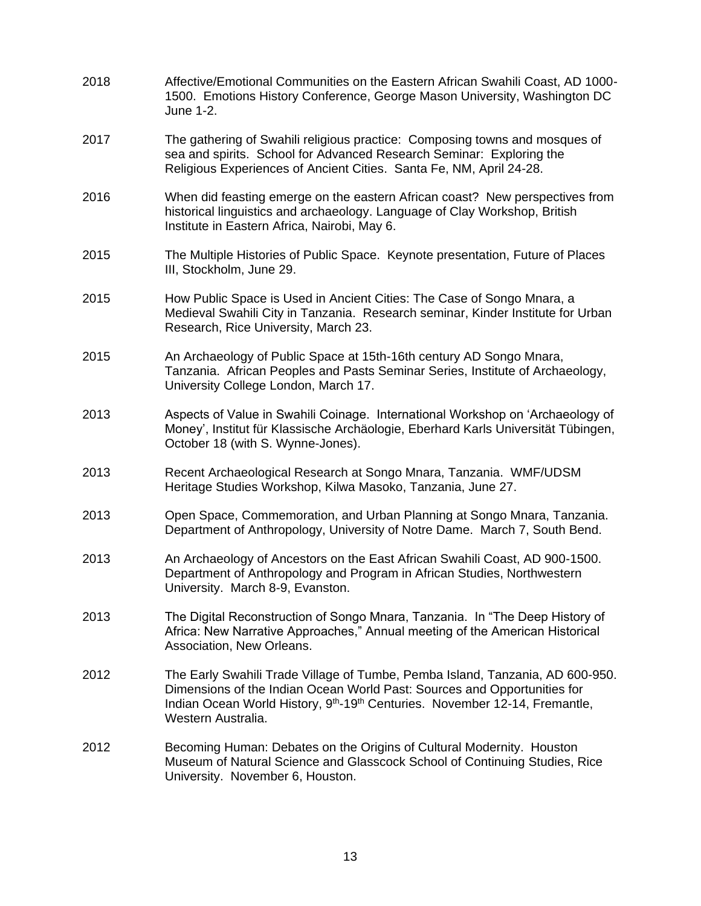2018 Affective/Emotional Communities on the Eastern African Swahili Coast, AD 1000-1500. Emotions History Conference, George Mason University, Washington DC June 1-2.

2017 The gathering of Swahili religious practice: Composing towns and mosques of sea and spirits. School for Advanced Research Seminar: Exploring the Religious Experiences of Ancient Cities. Santa Fe, NM, April 24-28.

2016 When did feasting emerge on the eastern African coast? New perspectives from historical linguistics and archaeology. Language of Clay Workshop, British Institute in Eastern Africa, Nairobi, May 6.

2015 The Multiple Histories of Public Space. Keynote presentation, Future of Places III, Stockholm, June 29.

2015 How Public Space is Used in Ancient Cities: The Case of Songo Mnara, a Medieval Swahili City in Tanzania. Research seminar, Kinder Institute for Urban Research, Rice University, March 23.

2015 An Archaeology of Public Space at 15th-16th century AD Songo Mnara, Tanzania. African Peoples and Pasts Seminar Series, Institute of Archaeology, University College London, March 17.

2013 Aspects of Value in Swahili Coinage. International Workshop on 'Archaeology of Money', Institut für Klassische Archäologie, Eberhard Karls Universität Tübingen, October 18 (with S. Wynne-Jones).

2013 Recent Archaeological Research at Songo Mnara, Tanzania. WMF/UDSM Heritage Studies Workshop, Kilwa Masoko, Tanzania, June 27.

2013 Open Space, Commemoration, and Urban Planning at Songo Mnara, Tanzania. Department of Anthropology, University of Notre Dame. March 7, South Bend.

2013 An Archaeology of Ancestors on the East African Swahili Coast, AD 900-1500. Department of Anthropology and Program in African Studies, Northwestern University. March 8-9, Evanston.

2013 The Digital Reconstruction of Songo Mnara, Tanzania. In "The Deep History of Africa: New Narrative Approaches," Annual meeting of the American Historical Association, New Orleans.

2012 The Early Swahili Trade Village of Tumbe, Pemba Island, Tanzania, AD 600-950. Dimensions of the Indian Ocean World Past: Sources and Opportunities for Indian Ocean World History, 9th-19th Centuries. November 12-14, Fremantle, Western Australia.

2012 Becoming Human: Debates on the Origins of Cultural Modernity. Houston Museum of Natural Science and Glasscock School of Continuing Studies, Rice University. November 6, Houston.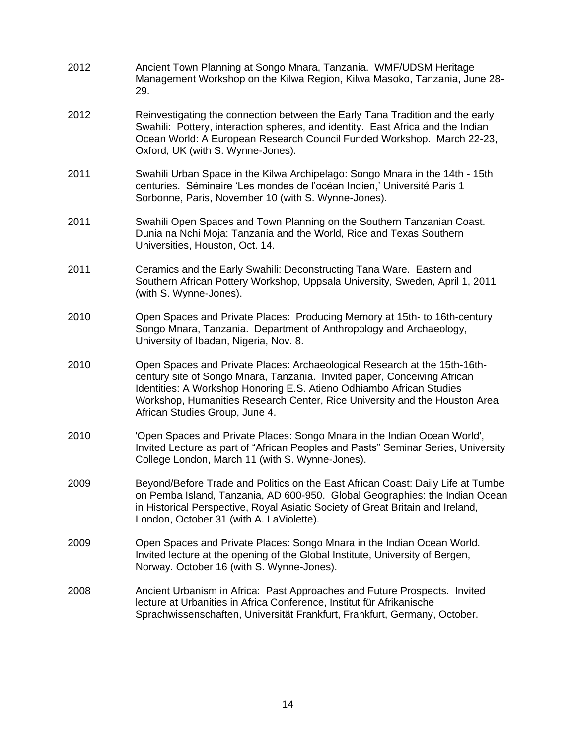2012 Ancient Town Planning at Songo Mnara, Tanzania. WMF/UDSM Heritage Management Workshop on the Kilwa Region, Kilwa Masoko, Tanzania, June 28-29.

2012 Reinvestigating the connection between the Early Tana Tradition and the early Swahili: Pottery, interaction spheres, and identity. East Africa and the Indian Ocean World: A European Research Council Funded Workshop. March 22-23, Oxford, UK (with S. Wynne-Jones).

2011 Swahili Urban Space in the Kilwa Archipelago: Songo Mnara in the 14th - 15th centuries. Séminaire 'Les mondes de l'océan Indien,' Université Paris 1 Sorbonne, Paris, November 10 (with S. Wynne-Jones).

2011 Swahili Open Spaces and Town Planning on the Southern Tanzanian Coast. Dunia na Nchi Moja: Tanzania and the World, Rice and Texas Southern Universities, Houston, Oct. 14.

2011 Ceramics and the Early Swahili: Deconstructing Tana Ware. Eastern and Southern African Pottery Workshop, Uppsala University, Sweden, April 1, 2011 (with S. Wynne-Jones).

2010 Open Spaces and Private Places: Producing Memory at 15th- to 16th-century Songo Mnara, Tanzania. Department of Anthropology and Archaeology, University of Ibadan, Nigeria, Nov. 8.

2010 Open Spaces and Private Places: Archaeological Research at the 15th-16th-century site of Songo Mnara, Tanzania. Invited paper, Conceiving African Identities: A Workshop Honoring E.S. Atieno Odhiambo African Studies Workshop, Humanities Research Center, Rice University and the Houston Area African Studies Group, June 4.

2010 'Open Spaces and Private Places: Songo Mnara in the Indian Ocean World', Invited Lecture as part of "African Peoples and Pasts" Seminar Series, University College London, March 11 (with S. Wynne-Jones).

2009 Beyond/Before Trade and Politics on the East African Coast: Daily Life at Tumbe on Pemba Island, Tanzania, AD 600-950. Global Geographies: the Indian Ocean in Historical Perspective, Royal Asiatic Society of Great Britain and Ireland, London, October 31 (with A. LaViolette).

2009 Open Spaces and Private Places: Songo Mnara in the Indian Ocean World. Invited lecture at the opening of the Global Institute, University of Bergen, Norway. October 16 (with S. Wynne-Jones).

2008 Ancient Urbanism in Africa: Past Approaches and Future Prospects. Invited lecture at Urbanities in Africa Conference, Institut für Afrikanische Sprachwissenschaften, Universität Frankfurt, Frankfurt, Germany, October.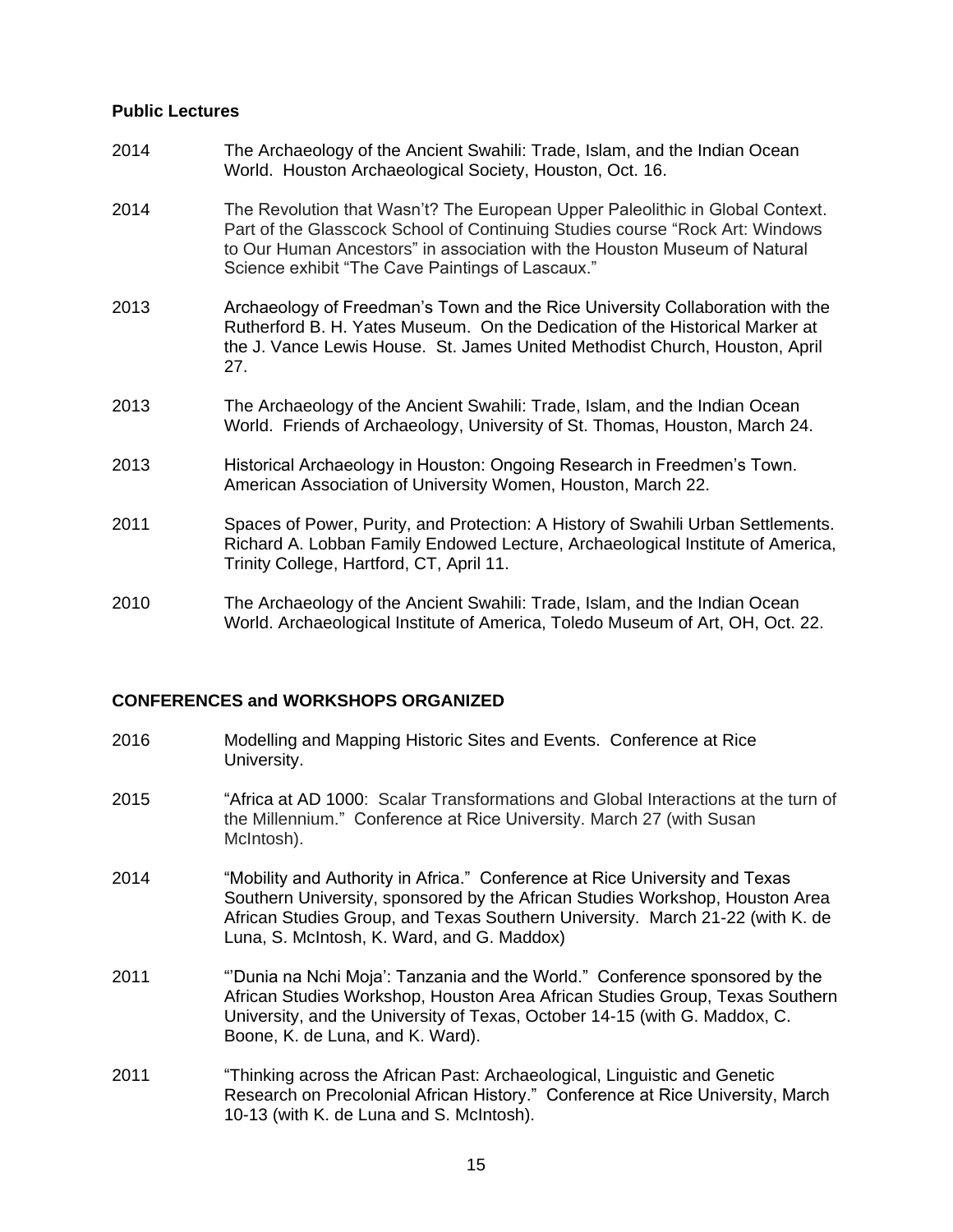**Public Lectures**

2014 The Archaeology of the Ancient Swahili: Trade, Islam, and the Indian Ocean World. Houston Archaeological Society, Houston, Oct. 16.

2014 The Revolution that Wasn't? The European Upper Paleolithic in Global Context. Part of the Glasscock School of Continuing Studies course "Rock Art: Windows to Our Human Ancestors" in association with the Houston Museum of Natural Science exhibit "The Cave Paintings of Lascaux."

2013 Archaeology of Freedman's Town and the Rice University Collaboration with the Rutherford B. H. Yates Museum. On the Dedication of the Historical Marker at the J. Vance Lewis House. St. James United Methodist Church, Houston, April 27.

2013 The Archaeology of the Ancient Swahili: Trade, Islam, and the Indian Ocean World. Friends of Archaeology, University of St. Thomas, Houston, March 24.

2013 Historical Archaeology in Houston: Ongoing Research in Freedmen's Town. American Association of University Women, Houston, March 22.

2011 Spaces of Power, Purity, and Protection: A History of Swahili Urban Settlements. Richard A. Lobban Family Endowed Lecture, Archaeological Institute of America, Trinity College, Hartford, CT, April 11.

2010 The Archaeology of the Ancient Swahili: Trade, Islam, and the Indian Ocean World. Archaeological Institute of America, Toledo Museum of Art, OH, Oct. 22.

**CONFERENCES and WORKSHOPS ORGANIZED**

2016 Modelling and Mapping Historic Sites and Events. Conference at Rice University.

2015 "Africa at AD 1000: Scalar Transformations and Global Interactions at the turn of the Millennium." Conference at Rice University. March 27 (with Susan McIntosh).

2014 "Mobility and Authority in Africa." Conference at Rice University and Texas Southern University, sponsored by the African Studies Workshop, Houston Area African Studies Group, and Texas Southern University. March 21-22 (with K. de Luna, S. McIntosh, K. Ward, and G. Maddox)

2011 "'Dunia na Nchi Moja': Tanzania and the World." Conference sponsored by the African Studies Workshop, Houston Area African Studies Group, Texas Southern University, and the University of Texas, October 14-15 (with G. Maddox, C. Boone, K. de Luna, and K. Ward).

2011 "Thinking across the African Past: Archaeological, Linguistic and Genetic Research on Precolonial African History." Conference at Rice University, March 10-13 (with K. de Luna and S. McIntosh).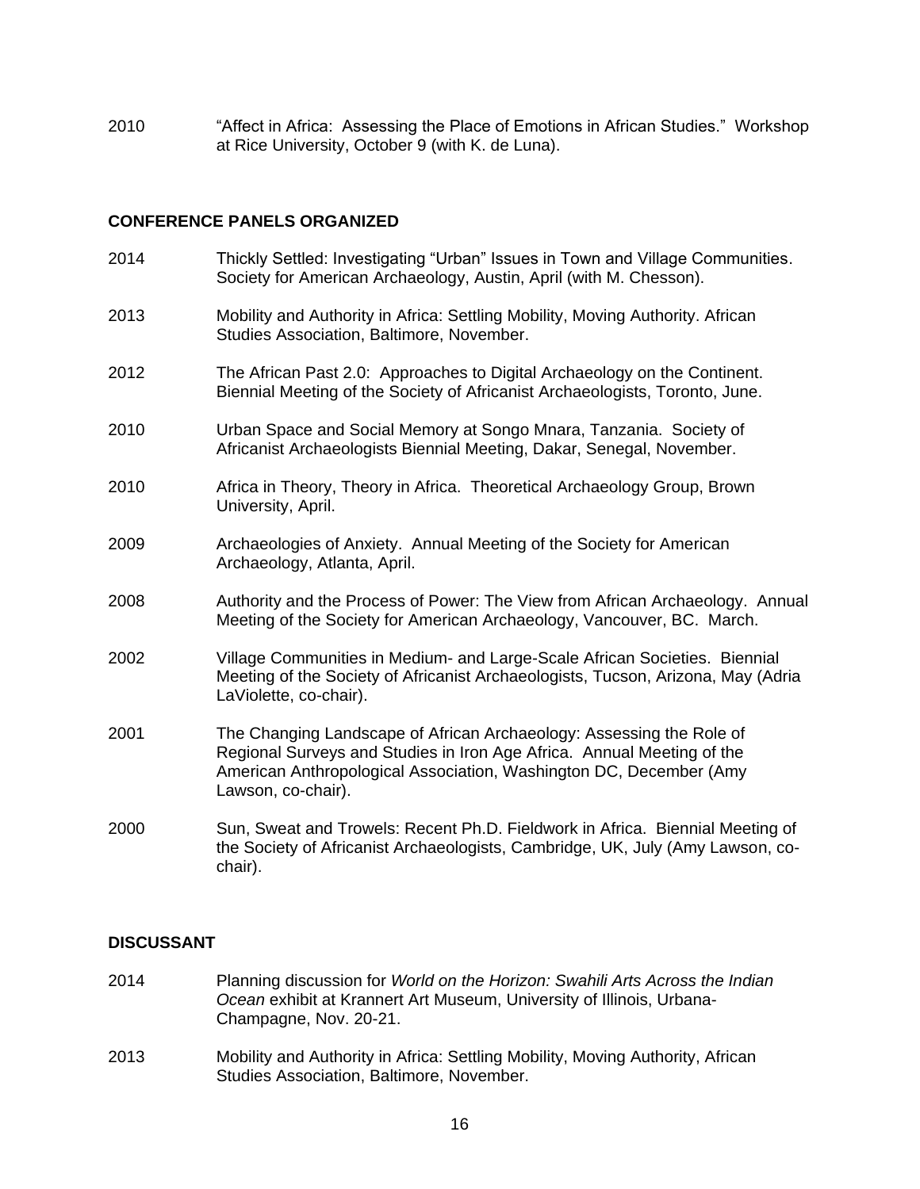2010 "Affect in Africa: Assessing the Place of Emotions in African Studies." Workshop at Rice University, October 9 (with K. de Luna).

**CONFERENCE PANELS ORGANIZED**

2014 Thickly Settled: Investigating "Urban" Issues in Town and Village Communities. Society for American Archaeology, Austin, April (with M. Chesson).

2013 Mobility and Authority in Africa: Settling Mobility, Moving Authority. African Studies Association, Baltimore, November.

2012 The African Past 2.0: Approaches to Digital Archaeology on the Continent. Biennial Meeting of the Society of Africanist Archaeologists, Toronto, June.

2010 Urban Space and Social Memory at Songo Mnara, Tanzania. Society of Africanist Archaeologists Biennial Meeting, Dakar, Senegal, November.

2010 Africa in Theory, Theory in Africa. Theoretical Archaeology Group, Brown University, April.

2009 Archaeologies of Anxiety. Annual Meeting of the Society for American Archaeology, Atlanta, April.

2008 Authority and the Process of Power: The View from African Archaeology. Annual Meeting of the Society for American Archaeology, Vancouver, BC. March.

2002 Village Communities in Medium- and Large-Scale African Societies. Biennial Meeting of the Society of Africanist Archaeologists, Tucson, Arizona, May (Adria LaViolette, co-chair).

2001 The Changing Landscape of African Archaeology: Assessing the Role of Regional Surveys and Studies in Iron Age Africa. Annual Meeting of the American Anthropological Association, Washington DC, December (Amy Lawson, co-chair).

2000 Sun, Sweat and Trowels: Recent Ph.D. Fieldwork in Africa. Biennial Meeting of the Society of Africanist Archaeologists, Cambridge, UK, July (Amy Lawson, co-chair).

**DISCUSSANT**

2014 Planning discussion for *World on the Horizon: Swahili Arts Across the Indian Ocean* exhibit at Krannert Art Museum, University of Illinois, Urbana-Champagne, Nov. 20-21.

2013 Mobility and Authority in Africa: Settling Mobility, Moving Authority, African Studies Association, Baltimore, November.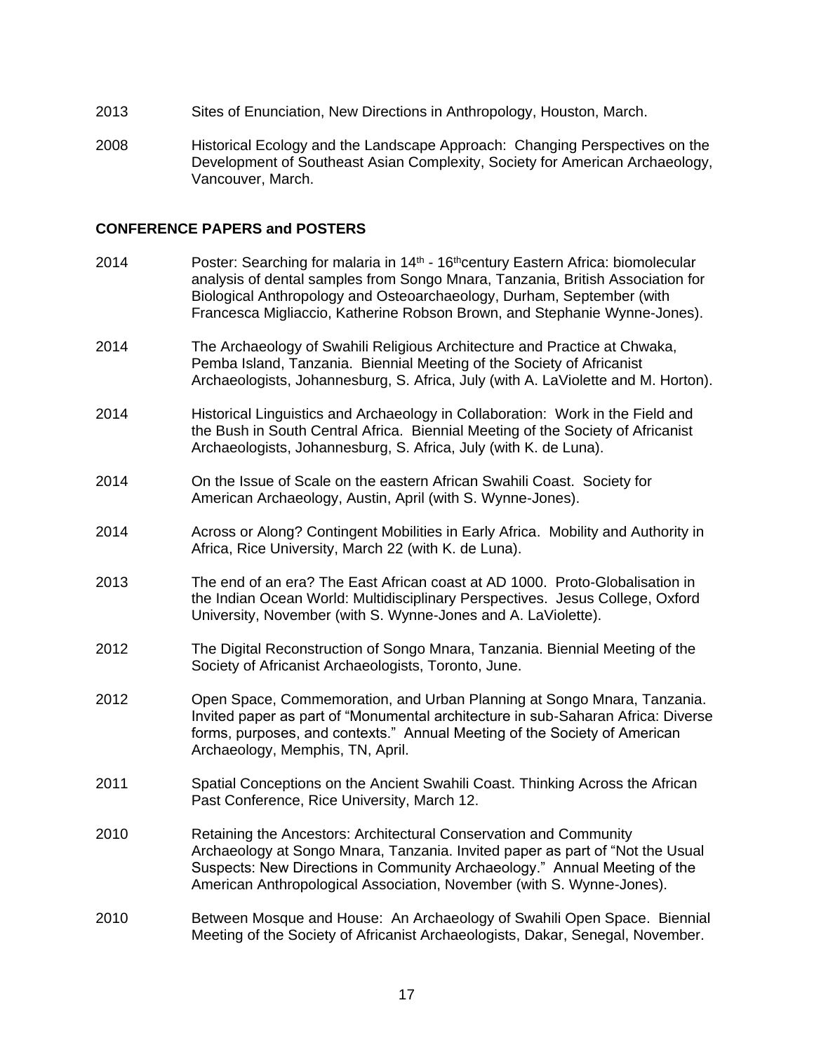2013 Sites of Enunciation, New Directions in Anthropology, Houston, March.

2008 Historical Ecology and the Landscape Approach: Changing Perspectives on the Development of Southeast Asian Complexity, Society for American Archaeology, Vancouver, March.

**CONFERENCE PAPERS and POSTERS**

2014 Poster: Searching for malaria in 14th - 16th century Eastern Africa: biomolecular analysis of dental samples from Songo Mnara, Tanzania, British Association for Biological Anthropology and Osteoarchaeology, Durham, September (with Francesca Migliaccio, Katherine Robson Brown, and Stephanie Wynne-Jones).

2014 The Archaeology of Swahili Religious Architecture and Practice at Chwaka, Pemba Island, Tanzania. Biennial Meeting of the Society of Africanist Archaeologists, Johannesburg, S. Africa, July (with A. LaViolette and M. Horton).

2014 Historical Linguistics and Archaeology in Collaboration: Work in the Field and the Bush in South Central Africa. Biennial Meeting of the Society of Africanist Archaeologists, Johannesburg, S. Africa, July (with K. de Luna).

2014 On the Issue of Scale on the eastern African Swahili Coast. Society for American Archaeology, Austin, April (with S. Wynne-Jones).

2014 Across or Along? Contingent Mobilities in Early Africa. Mobility and Authority in Africa, Rice University, March 22 (with K. de Luna).

2013 The end of an era? The East African coast at AD 1000. Proto-Globalisation in the Indian Ocean World: Multidisciplinary Perspectives. Jesus College, Oxford University, November (with S. Wynne-Jones and A. LaViolette).

2012 The Digital Reconstruction of Songo Mnara, Tanzania. Biennial Meeting of the Society of Africanist Archaeologists, Toronto, June.

2012 Open Space, Commemoration, and Urban Planning at Songo Mnara, Tanzania. Invited paper as part of "Monumental architecture in sub-Saharan Africa: Diverse forms, purposes, and contexts." Annual Meeting of the Society of American Archaeology, Memphis, TN, April.

2011 Spatial Conceptions on the Ancient Swahili Coast. Thinking Across the African Past Conference, Rice University, March 12.

2010 Retaining the Ancestors: Architectural Conservation and Community Archaeology at Songo Mnara, Tanzania. Invited paper as part of "Not the Usual Suspects: New Directions in Community Archaeology." Annual Meeting of the American Anthropological Association, November (with S. Wynne-Jones).

2010 Between Mosque and House: An Archaeology of Swahili Open Space. Biennial Meeting of the Society of Africanist Archaeologists, Dakar, Senegal, November.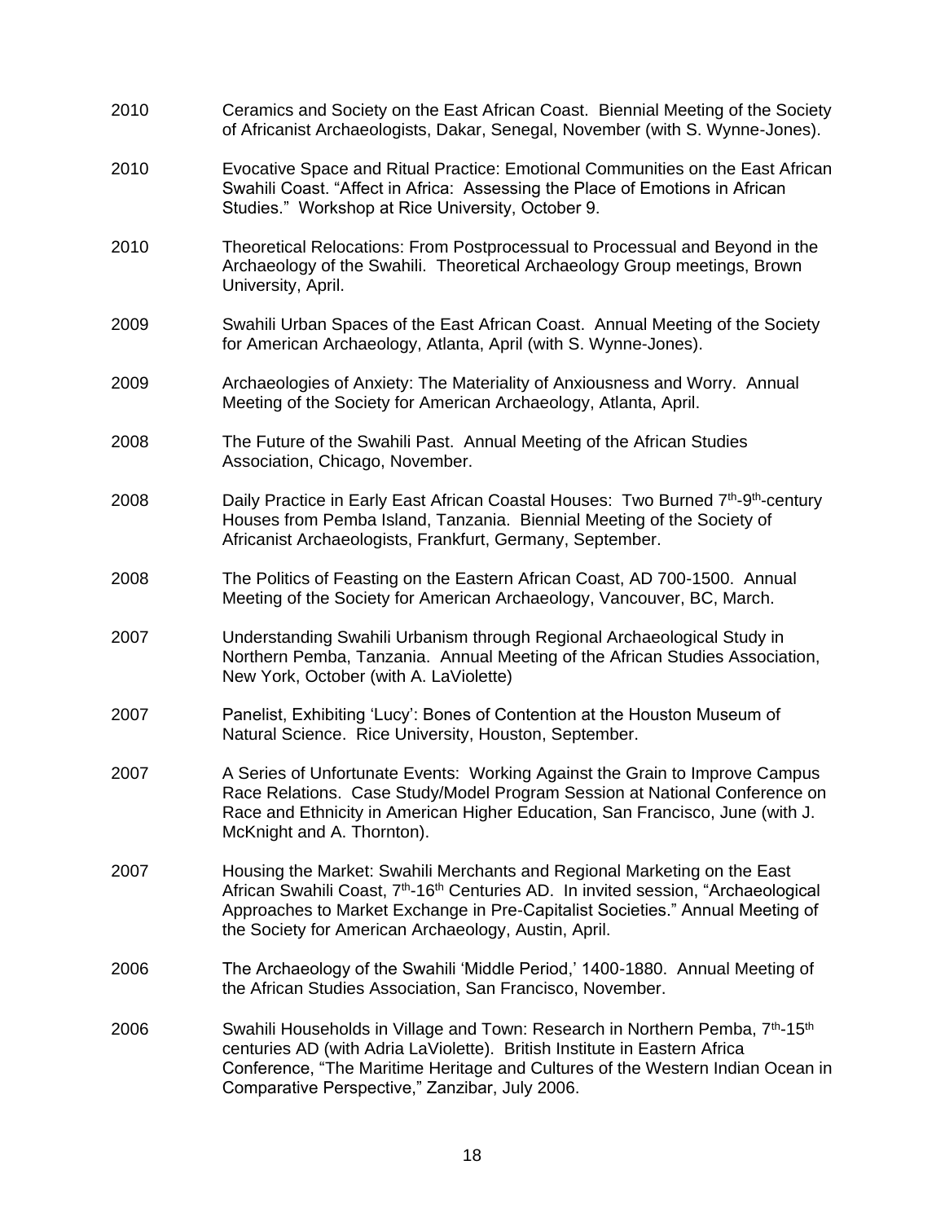2010 Ceramics and Society on the East African Coast. Biennial Meeting of the Society of Africanist Archaeologists, Dakar, Senegal, November (with S. Wynne-Jones).

2010 Evocative Space and Ritual Practice: Emotional Communities on the East African Swahili Coast. "Affect in Africa: Assessing the Place of Emotions in African Studies." Workshop at Rice University, October 9.

2010 Theoretical Relocations: From Postprocessual to Processual and Beyond in the Archaeology of the Swahili. Theoretical Archaeology Group meetings, Brown University, April.

2009 Swahili Urban Spaces of the East African Coast. Annual Meeting of the Society for American Archaeology, Atlanta, April (with S. Wynne-Jones).

2009 Archaeologies of Anxiety: The Materiality of Anxiousness and Worry. Annual Meeting of the Society for American Archaeology, Atlanta, April.

2008 The Future of the Swahili Past. Annual Meeting of the African Studies Association, Chicago, November.

2008 Daily Practice in Early East African Coastal Houses: Two Burned 7th-9th-century Houses from Pemba Island, Tanzania. Biennial Meeting of the Society of Africanist Archaeologists, Frankfurt, Germany, September.

2008 The Politics of Feasting on the Eastern African Coast, AD 700-1500. Annual Meeting of the Society for American Archaeology, Vancouver, BC, March.

2007 Understanding Swahili Urbanism through Regional Archaeological Study in Northern Pemba, Tanzania. Annual Meeting of the African Studies Association, New York, October (with A. LaViolette)

2007 Panelist, Exhibiting 'Lucy': Bones of Contention at the Houston Museum of Natural Science. Rice University, Houston, September.

2007 A Series of Unfortunate Events: Working Against the Grain to Improve Campus Race Relations. Case Study/Model Program Session at National Conference on Race and Ethnicity in American Higher Education, San Francisco, June (with J. McKnight and A. Thornton).

2007 Housing the Market: Swahili Merchants and Regional Marketing on the East African Swahili Coast, 7th-16th Centuries AD. In invited session, "Archaeological Approaches to Market Exchange in Pre-Capitalist Societies." Annual Meeting of the Society for American Archaeology, Austin, April.

2006 The Archaeology of the Swahili 'Middle Period,' 1400-1880. Annual Meeting of the African Studies Association, San Francisco, November.

2006 Swahili Households in Village and Town: Research in Northern Pemba, 7th-15th centuries AD (with Adria LaViolette). British Institute in Eastern Africa Conference, "The Maritime Heritage and Cultures of the Western Indian Ocean in Comparative Perspective," Zanzibar, July 2006.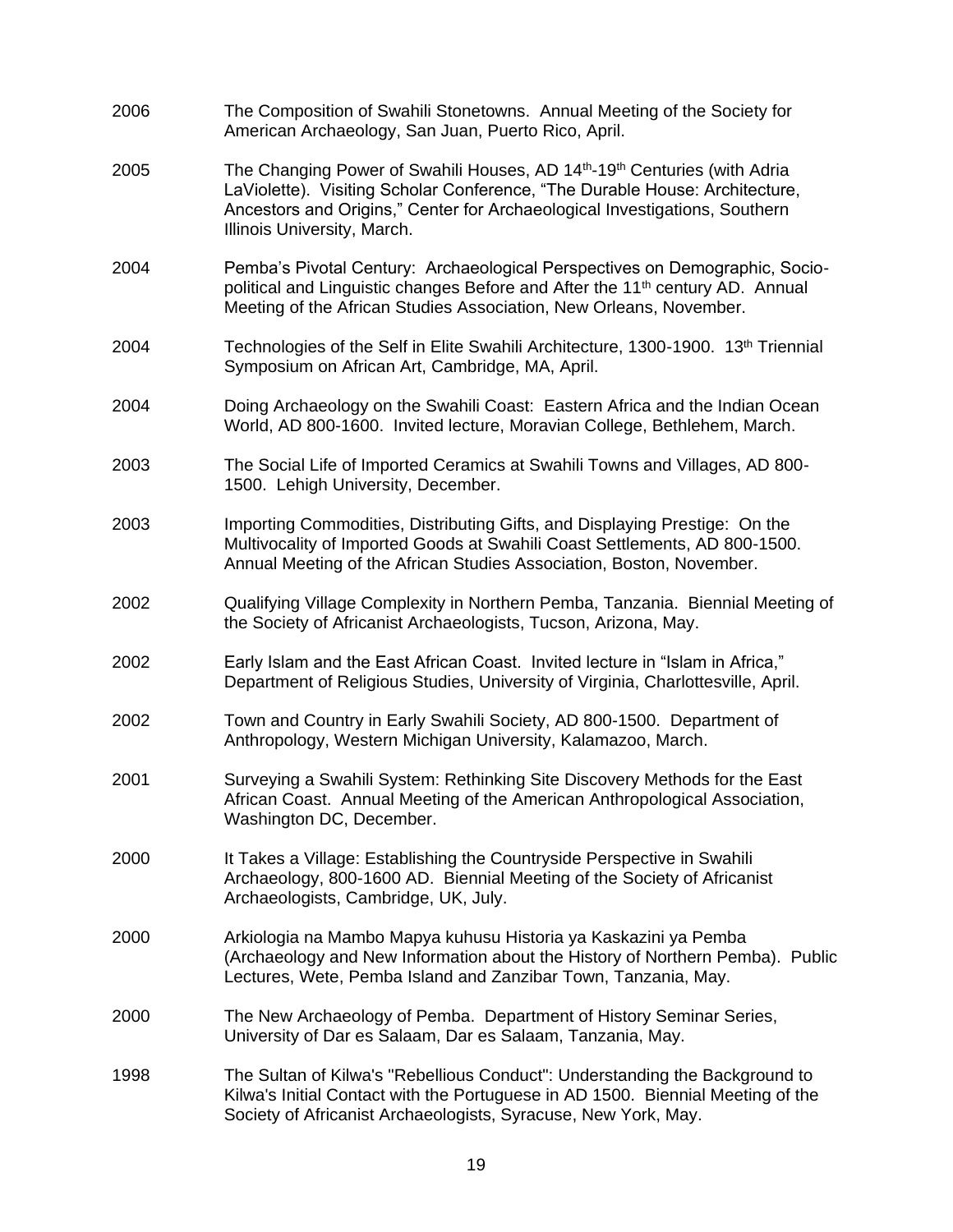2006 The Composition of Swahili Stonetowns. Annual Meeting of the Society for American Archaeology, San Juan, Puerto Rico, April.

2005 The Changing Power of Swahili Houses, AD 14th-19th Centuries (with Adria LaViolette). Visiting Scholar Conference, "The Durable House: Architecture, Ancestors and Origins," Center for Archaeological Investigations, Southern Illinois University, March.

2004 Pemba's Pivotal Century: Archaeological Perspectives on Demographic, Socio-political and Linguistic changes Before and After the 11th century AD. Annual Meeting of the African Studies Association, New Orleans, November.

2004 Technologies of the Self in Elite Swahili Architecture, 1300-1900. 13th Triennial Symposium on African Art, Cambridge, MA, April.

2004 Doing Archaeology on the Swahili Coast: Eastern Africa and the Indian Ocean World, AD 800-1600. Invited lecture, Moravian College, Bethlehem, March.

2003 The Social Life of Imported Ceramics at Swahili Towns and Villages, AD 800-1500. Lehigh University, December.

2003 Importing Commodities, Distributing Gifts, and Displaying Prestige: On the Multivocality of Imported Goods at Swahili Coast Settlements, AD 800-1500. Annual Meeting of the African Studies Association, Boston, November.

2002 Qualifying Village Complexity in Northern Pemba, Tanzania. Biennial Meeting of the Society of Africanist Archaeologists, Tucson, Arizona, May.

2002 Early Islam and the East African Coast. Invited lecture in "Islam in Africa," Department of Religious Studies, University of Virginia, Charlottesville, April.

2002 Town and Country in Early Swahili Society, AD 800-1500. Department of Anthropology, Western Michigan University, Kalamazoo, March.

2001 Surveying a Swahili System: Rethinking Site Discovery Methods for the East African Coast. Annual Meeting of the American Anthropological Association, Washington DC, December.

2000 It Takes a Village: Establishing the Countryside Perspective in Swahili Archaeology, 800-1600 AD. Biennial Meeting of the Society of Africanist Archaeologists, Cambridge, UK, July.

2000 Arkiologia na Mambo Mapya kuhusu Historia ya Kaskazini ya Pemba (Archaeology and New Information about the History of Northern Pemba). Public Lectures, Wete, Pemba Island and Zanzibar Town, Tanzania, May.

2000 The New Archaeology of Pemba. Department of History Seminar Series, University of Dar es Salaam, Dar es Salaam, Tanzania, May.

1998 The Sultan of Kilwa's "Rebellious Conduct": Understanding the Background to Kilwa's Initial Contact with the Portuguese in AD 1500. Biennial Meeting of the Society of Africanist Archaeologists, Syracuse, New York, May.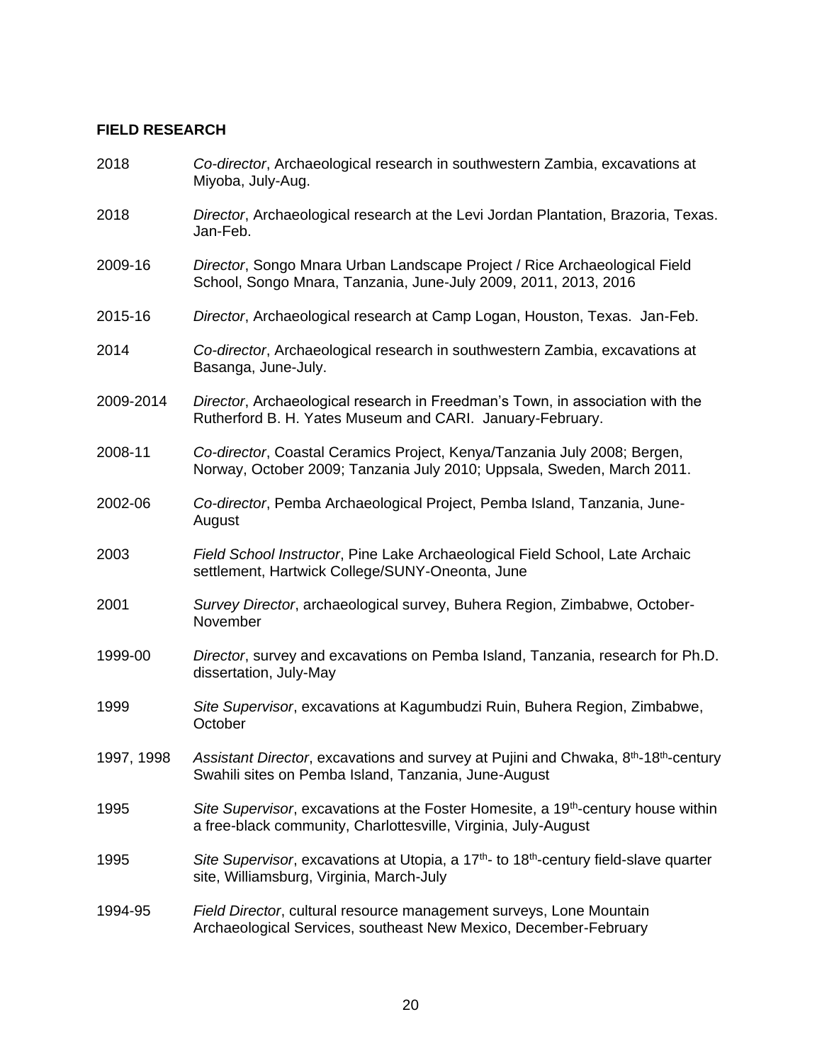**FIELD RESEARCH**

2018 — *Co-director*, Archaeological research in southwestern Zambia, excavations at Miyoba, July-Aug.

2018 — *Director*, Archaeological research at the Levi Jordan Plantation, Brazoria, Texas. Jan-Feb.

2009-16 — *Director*, Songo Mnara Urban Landscape Project / Rice Archaeological Field School, Songo Mnara, Tanzania, June-July 2009, 2011, 2013, 2016

2015-16 — *Director*, Archaeological research at Camp Logan, Houston, Texas. Jan-Feb.

2014 — *Co-director*, Archaeological research in southwestern Zambia, excavations at Basanga, June-July.

2009-2014 — *Director*, Archaeological research in Freedman's Town, in association with the Rutherford B. H. Yates Museum and CARI. January-February.

2008-11 — *Co-director*, Coastal Ceramics Project, Kenya/Tanzania July 2008; Bergen, Norway, October 2009; Tanzania July 2010; Uppsala, Sweden, March 2011.

2002-06 — *Co-director*, Pemba Archaeological Project, Pemba Island, Tanzania, June-August

2003 — *Field School Instructor*, Pine Lake Archaeological Field School, Late Archaic settlement, Hartwick College/SUNY-Oneonta, June

2001 — *Survey Director*, archaeological survey, Buhera Region, Zimbabwe, October-November

1999-00 — *Director*, survey and excavations on Pemba Island, Tanzania, research for Ph.D. dissertation, July-May

1999 — *Site Supervisor*, excavations at Kagumbudzi Ruin, Buhera Region, Zimbabwe, October

1997, 1998 — *Assistant Director*, excavations and survey at Pujini and Chwaka, 8th-18th-century Swahili sites on Pemba Island, Tanzania, June-August

1995 — *Site Supervisor*, excavations at the Foster Homesite, a 19th-century house within a free-black community, Charlottesville, Virginia, July-August

1995 — *Site Supervisor*, excavations at Utopia, a 17th- to 18th-century field-slave quarter site, Williamsburg, Virginia, March-July

1994-95 — *Field Director*, cultural resource management surveys, Lone Mountain Archaeological Services, southeast New Mexico, December-February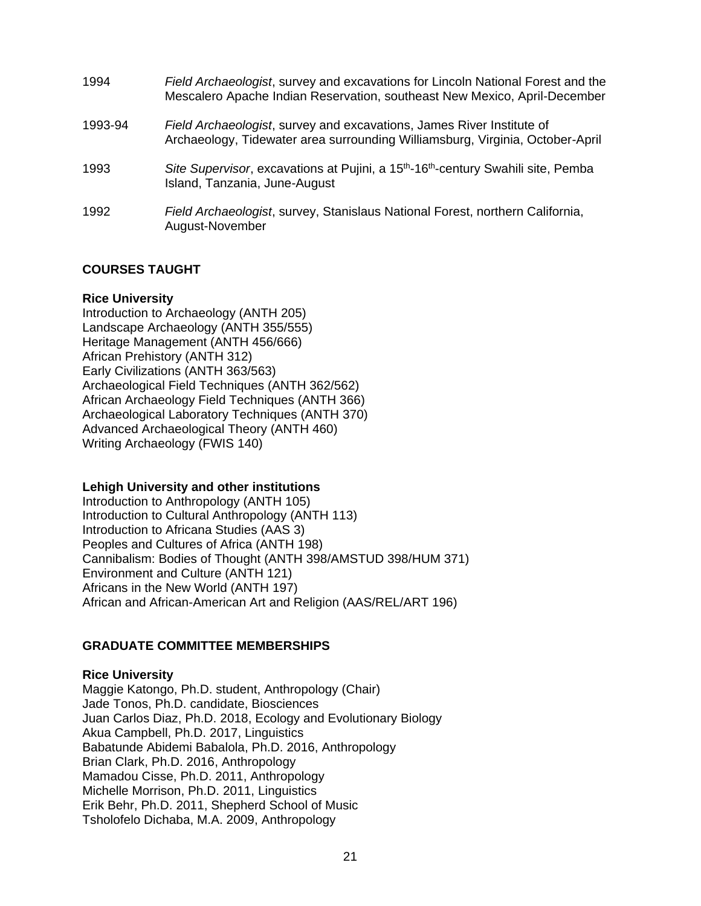1994 — *Field Archaeologist*, survey and excavations for Lincoln National Forest and the Mescalero Apache Indian Reservation, southeast New Mexico, April-December

1993-94 — *Field Archaeologist*, survey and excavations, James River Institute of Archaeology, Tidewater area surrounding Williamsburg, Virginia, October-April

1993 — *Site Supervisor*, excavations at Pujini, a 15th-16th-century Swahili site, Pemba Island, Tanzania, June-August

1992 — *Field Archaeologist*, survey, Stanislaus National Forest, northern California, August-November

## COURSES TAUGHT

**Rice University**

Introduction to Archaeology (ANTH 205)
Landscape Archaeology (ANTH 355/555)
Heritage Management (ANTH 456/666)
African Prehistory (ANTH 312)
Early Civilizations (ANTH 363/563)
Archaeological Field Techniques (ANTH 362/562)
African Archaeology Field Techniques (ANTH 366)
Archaeological Laboratory Techniques (ANTH 370)
Advanced Archaeological Theory (ANTH 460)
Writing Archaeology (FWIS 140)

**Lehigh University and other institutions**

Introduction to Anthropology (ANTH 105)
Introduction to Cultural Anthropology (ANTH 113)
Introduction to Africana Studies (AAS 3)
Peoples and Cultures of Africa (ANTH 198)
Cannibalism: Bodies of Thought (ANTH 398/AMSTUD 398/HUM 371)
Environment and Culture (ANTH 121)
Africans in the New World (ANTH 197)
African and African-American Art and Religion (AAS/REL/ART 196)

## GRADUATE COMMITTEE MEMBERSHIPS

**Rice University**

Maggie Katongo, Ph.D. student, Anthropology (Chair)
Jade Tonos, Ph.D. candidate, Biosciences
Juan Carlos Diaz, Ph.D. 2018, Ecology and Evolutionary Biology
Akua Campbell, Ph.D. 2017, Linguistics
Babatunde Abidemi Babalola, Ph.D. 2016, Anthropology
Brian Clark, Ph.D. 2016, Anthropology
Mamadou Cisse, Ph.D. 2011, Anthropology
Michelle Morrison, Ph.D. 2011, Linguistics
Erik Behr, Ph.D. 2011, Shepherd School of Music
Tsholofelo Dichaba, M.A. 2009, Anthropology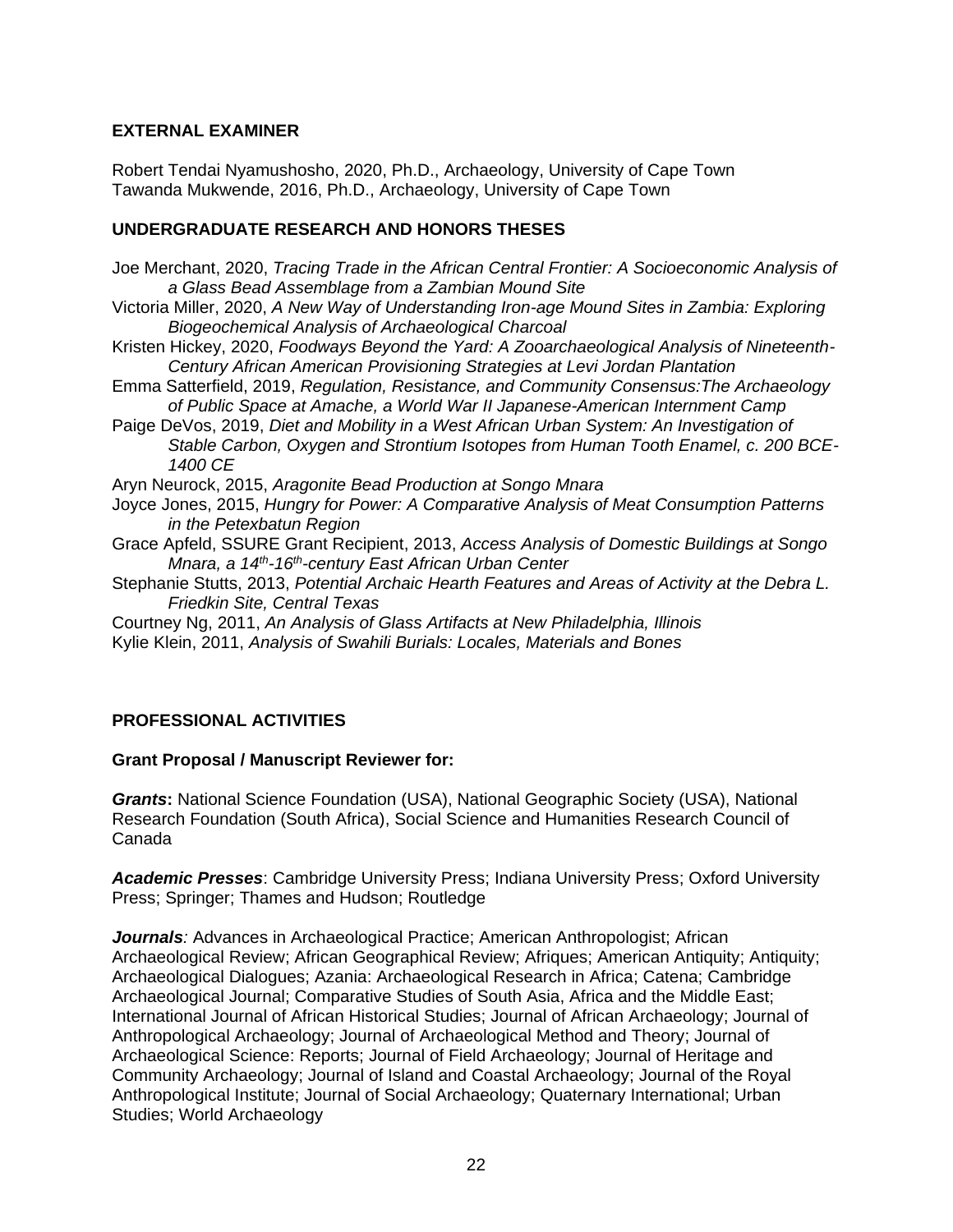## EXTERNAL EXAMINER

Robert Tendai Nyamushosho, 2020, Ph.D., Archaeology, University of Cape Town
Tawanda Mukwende, 2016, Ph.D., Archaeology, University of Cape Town

## UNDERGRADUATE RESEARCH AND HONORS THESES

Joe Merchant, 2020, *Tracing Trade in the African Central Frontier: A Socioeconomic Analysis of a Glass Bead Assemblage from a Zambian Mound Site*

Victoria Miller, 2020, *A New Way of Understanding Iron-age Mound Sites in Zambia: Exploring Biogeochemical Analysis of Archaeological Charcoal*

Kristen Hickey, 2020, *Foodways Beyond the Yard: A Zooarchaeological Analysis of Nineteenth-Century African American Provisioning Strategies at Levi Jordan Plantation*

Emma Satterfield, 2019, *Regulation, Resistance, and Community Consensus:The Archaeology of Public Space at Amache, a World War II Japanese-American Internment Camp*

Paige DeVos, 2019, *Diet and Mobility in a West African Urban System: An Investigation of Stable Carbon, Oxygen and Strontium Isotopes from Human Tooth Enamel, c. 200 BCE-1400 CE*

Aryn Neurock, 2015, *Aragonite Bead Production at Songo Mnara*

Joyce Jones, 2015, *Hungry for Power: A Comparative Analysis of Meat Consumption Patterns in the Petexbatun Region*

Grace Apfeld, SSURE Grant Recipient, 2013, *Access Analysis of Domestic Buildings at Songo Mnara, a 14th-16th-century East African Urban Center*

Stephanie Stutts, 2013, *Potential Archaic Hearth Features and Areas of Activity at the Debra L. Friedkin Site, Central Texas*

Courtney Ng, 2011, *An Analysis of Glass Artifacts at New Philadelphia, Illinois*

Kylie Klein, 2011, *Analysis of Swahili Burials: Locales, Materials and Bones*

## PROFESSIONAL ACTIVITIES

### Grant Proposal / Manuscript Reviewer for:

***Grants*:** National Science Foundation (USA), National Geographic Society (USA), National Research Foundation (South Africa), Social Science and Humanities Research Council of Canada

***Academic Presses***: Cambridge University Press; Indiana University Press; Oxford University Press; Springer; Thames and Hudson; Routledge

***Journals**:* Advances in Archaeological Practice; American Anthropologist; African Archaeological Review; African Geographical Review; Afriques; American Antiquity; Antiquity; Archaeological Dialogues; Azania: Archaeological Research in Africa; Catena; Cambridge Archaeological Journal; Comparative Studies of South Asia, Africa and the Middle East; International Journal of African Historical Studies; Journal of African Archaeology; Journal of Anthropological Archaeology; Journal of Archaeological Method and Theory; Journal of Archaeological Science: Reports; Journal of Field Archaeology; Journal of Heritage and Community Archaeology; Journal of Island and Coastal Archaeology; Journal of the Royal Anthropological Institute; Journal of Social Archaeology; Quaternary International; Urban Studies; World Archaeology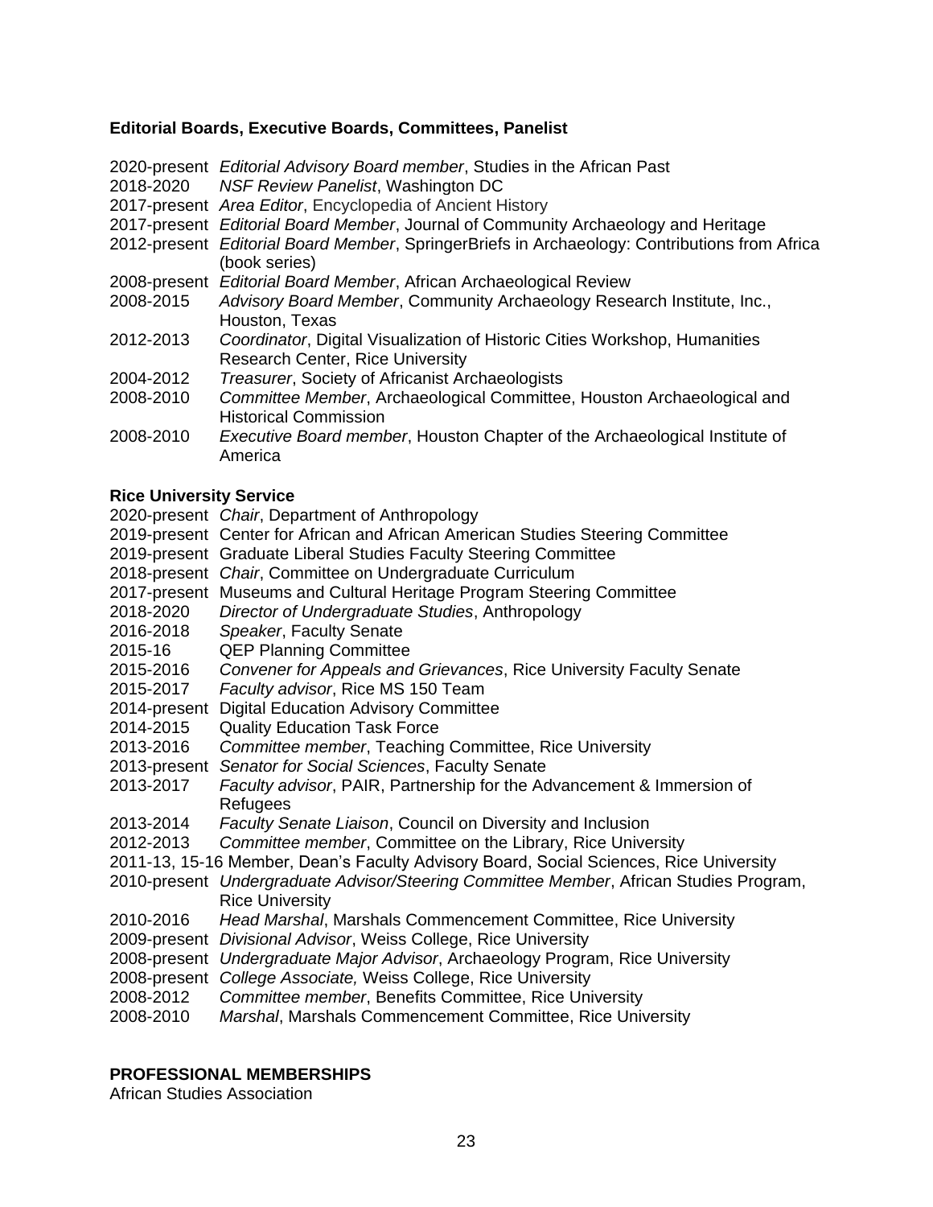**Editorial Boards, Executive Boards, Committees, Panelist**

2020-present *Editorial Advisory Board member*, Studies in the African Past
2018-2020 *NSF Review Panelist*, Washington DC
2017-present *Area Editor*, Encyclopedia of Ancient History
2017-present *Editorial Board Member*, Journal of Community Archaeology and Heritage
2012-present *Editorial Board Member*, SpringerBriefs in Archaeology: Contributions from Africa (book series)
2008-present *Editorial Board Member*, African Archaeological Review
2008-2015 *Advisory Board Member*, Community Archaeology Research Institute, Inc., Houston, Texas
2012-2013 *Coordinator*, Digital Visualization of Historic Cities Workshop, Humanities Research Center, Rice University
2004-2012 *Treasurer*, Society of Africanist Archaeologists
2008-2010 *Committee Member*, Archaeological Committee, Houston Archaeological and Historical Commission
2008-2010 *Executive Board member*, Houston Chapter of the Archaeological Institute of America

**Rice University Service**

2020-present *Chair*, Department of Anthropology
2019-present Center for African and African American Studies Steering Committee
2019-present Graduate Liberal Studies Faculty Steering Committee
2018-present *Chair*, Committee on Undergraduate Curriculum
2017-present Museums and Cultural Heritage Program Steering Committee
2018-2020 *Director of Undergraduate Studies*, Anthropology
2016-2018 *Speaker*, Faculty Senate
2015-16 QEP Planning Committee
2015-2016 *Convener for Appeals and Grievances*, Rice University Faculty Senate
2015-2017 *Faculty advisor*, Rice MS 150 Team
2014-present Digital Education Advisory Committee
2014-2015 Quality Education Task Force
2013-2016 *Committee member*, Teaching Committee, Rice University
2013-present *Senator for Social Sciences*, Faculty Senate
2013-2017 *Faculty advisor*, PAIR, Partnership for the Advancement & Immersion of Refugees
2013-2014 *Faculty Senate Liaison*, Council on Diversity and Inclusion
2012-2013 *Committee member*, Committee on the Library, Rice University
2011-13, 15-16 Member, Dean's Faculty Advisory Board, Social Sciences, Rice University
2010-present *Undergraduate Advisor/Steering Committee Member*, African Studies Program, Rice University
2010-2016 *Head Marshal*, Marshals Commencement Committee, Rice University
2009-present *Divisional Advisor*, Weiss College, Rice University
2008-present *Undergraduate Major Advisor*, Archaeology Program, Rice University
2008-present *College Associate,* Weiss College, Rice University
2008-2012 *Committee member*, Benefits Committee, Rice University
2008-2010 *Marshal*, Marshals Commencement Committee, Rice University

**PROFESSIONAL MEMBERSHIPS**

African Studies Association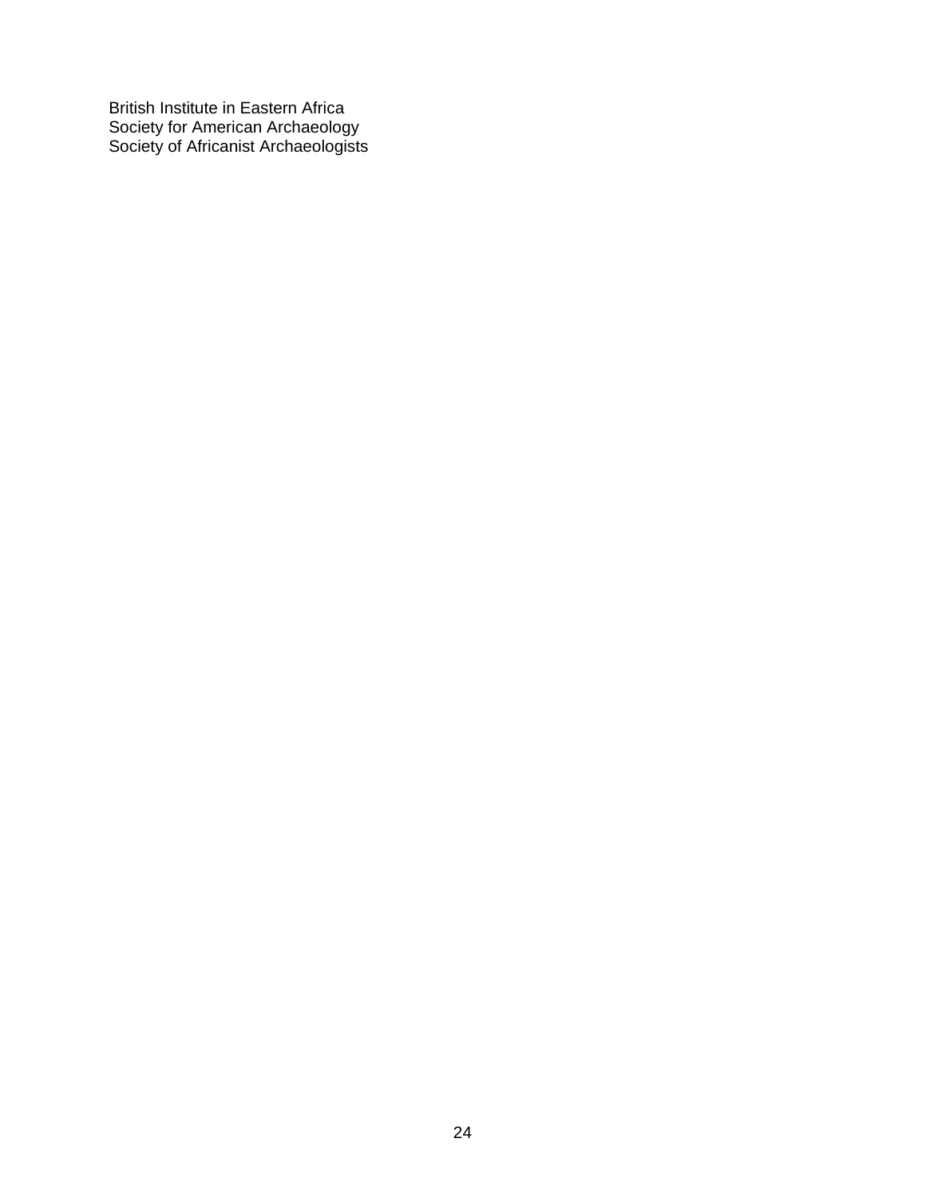British Institute in Eastern Africa
Society for American Archaeology
Society of Africanist Archaeologists